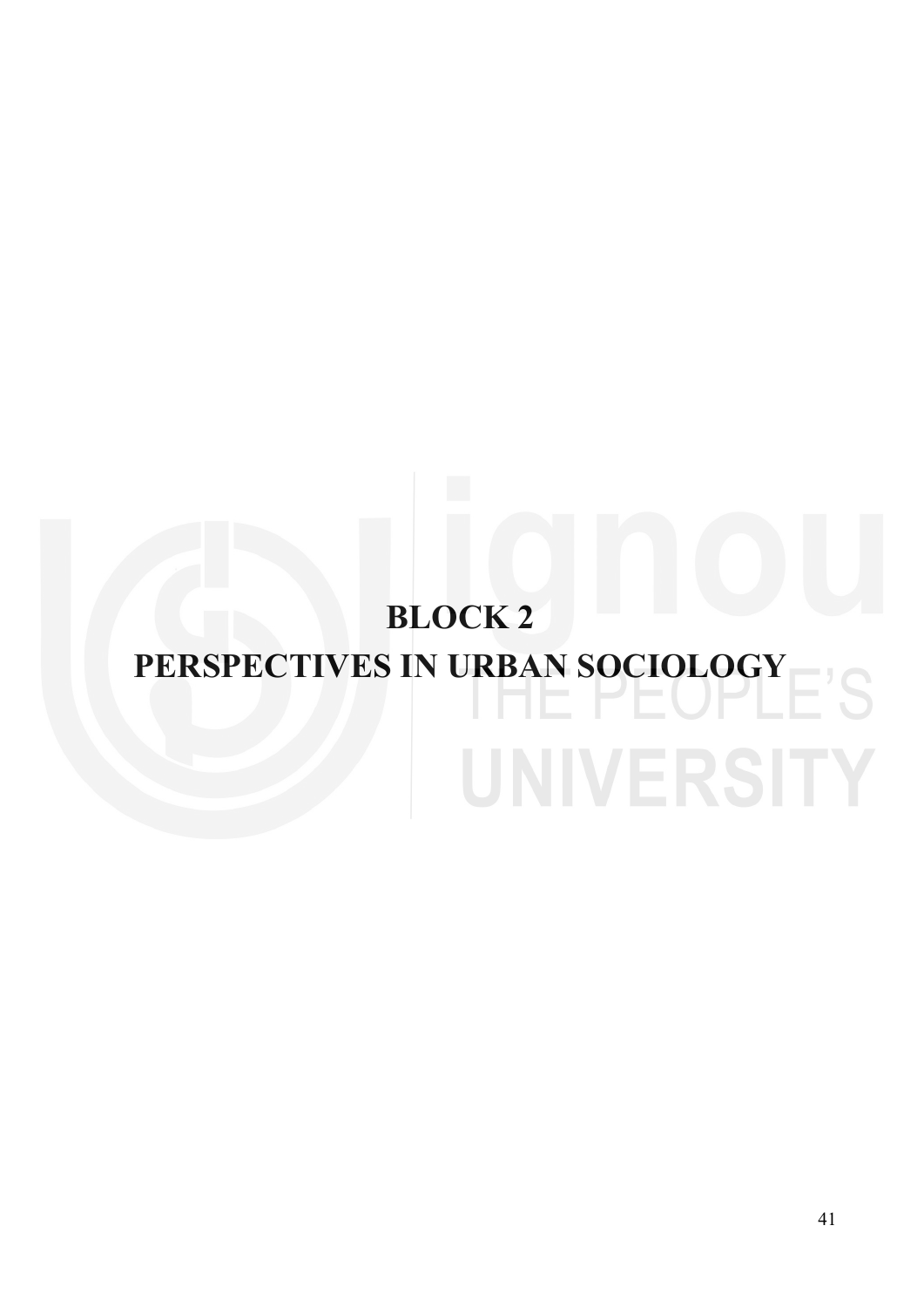# BLOCK 2

# PERSPECTIVES IN URBAN SOCIOLOGY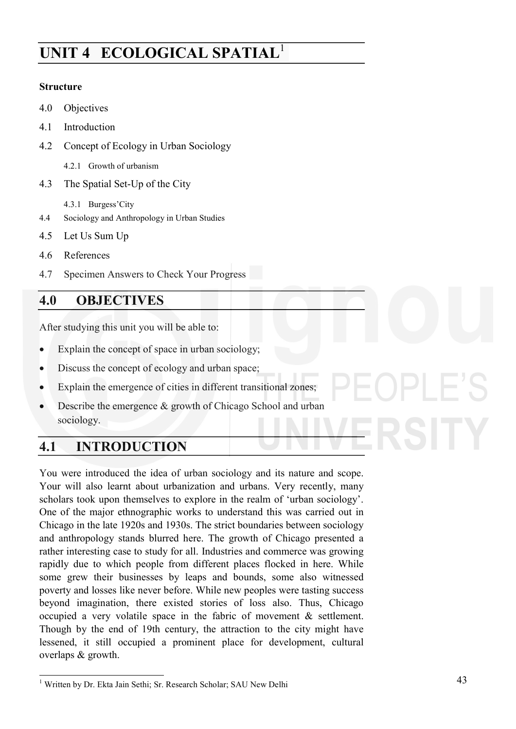# UNIT 4 ECOLOGICAL SPATIAL[1]

**Structure**

4.0 Objectives

4.1 Introduction

4.2 Concept of Ecology in Urban Sociology

4.2.1 Growth of urbanism

4.3 The Spatial Set-Up of the City

4.3.1 Burgess'City

4.4 Sociology and Anthropology in Urban Studies

4.5 Let Us Sum Up

4.6 References

4.7 Specimen Answers to Check Your Progress

## 4.0 OBJECTIVES

After studying this unit you will be able to:

- Explain the concept of space in urban sociology;
- Discuss the concept of ecology and urban space;
- Explain the emergence of cities in different transitional zones;
- Describe the emergence & growth of Chicago School and urban sociology.

## 4.1 INTRODUCTION

You were introduced the idea of urban sociology and its nature and scope. Your will also learnt about urbanization and urbans. Very recently, many scholars took upon themselves to explore in the realm of 'urban sociology'. One of the major ethnographic works to understand this was carried out in Chicago in the late 1920s and 1930s. The strict boundaries between sociology and anthropology stands blurred here. The growth of Chicago presented a rather interesting case to study for all. Industries and commerce was growing rapidly due to which people from different places flocked in here. While some grew their businesses by leaps and bounds, some also witnessed poverty and losses like never before. While new peoples were tasting success beyond imagination, there existed stories of loss also. Thus, Chicago occupied a very volatile space in the fabric of movement & settlement. Though by the end of 19th century, the attraction to the city might have lessened, it still occupied a prominent place for development, cultural overlaps & growth.

---

[1] Written by Dr. Ekta Jain Sethi; Sr. Research Scholar; SAU New Delhi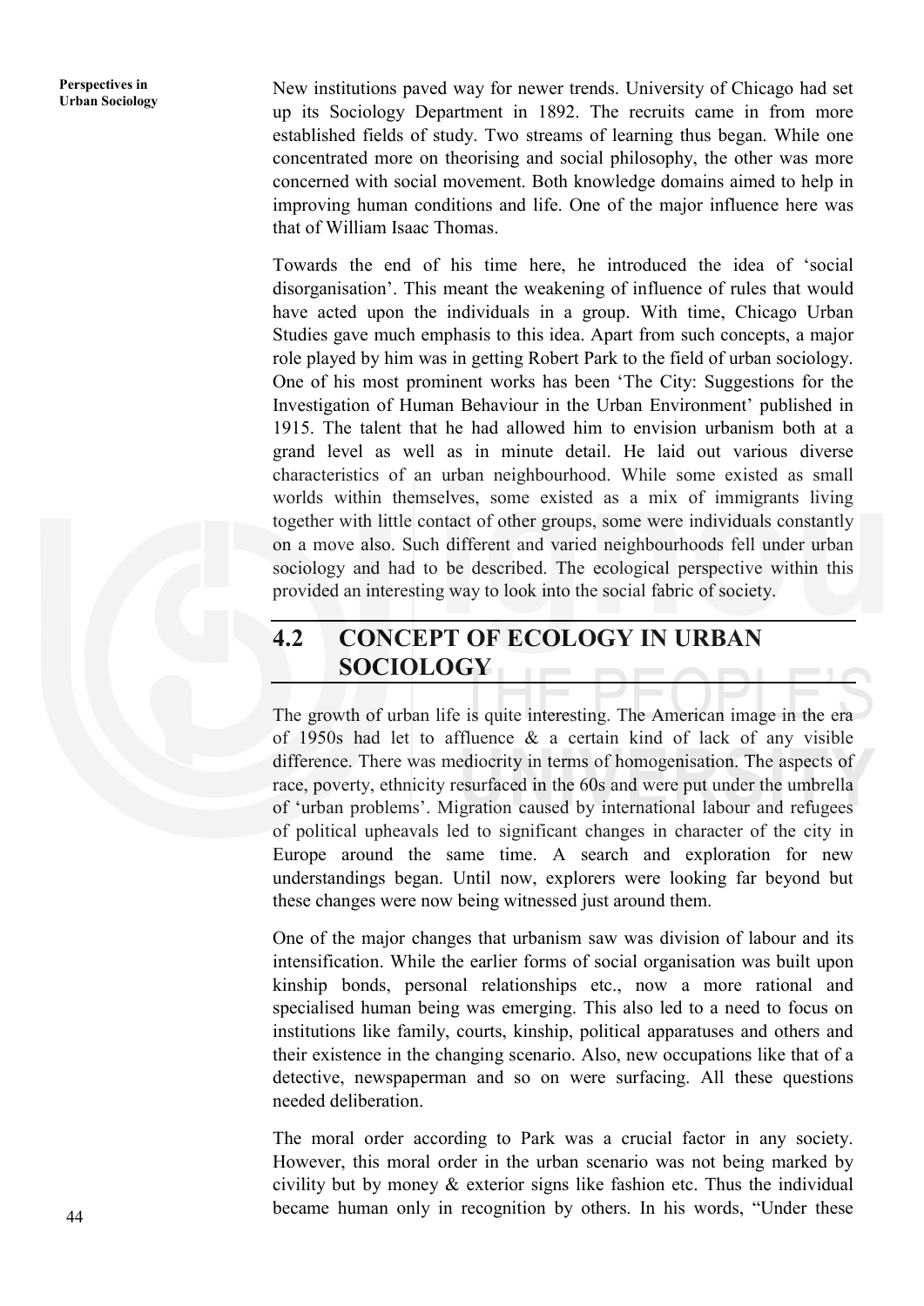New institutions paved way for newer trends. University of Chicago had set up its Sociology Department in 1892. The recruits came in from more established fields of study. Two streams of learning thus began. While one concentrated more on theorising and social philosophy, the other was more concerned with social movement. Both knowledge domains aimed to help in improving human conditions and life. One of the major influence here was that of William Isaac Thomas.

Towards the end of his time here, he introduced the idea of 'social disorganisation'. This meant the weakening of influence of rules that would have acted upon the individuals in a group. With time, Chicago Urban Studies gave much emphasis to this idea. Apart from such concepts, a major role played by him was in getting Robert Park to the field of urban sociology. One of his most prominent works has been 'The City: Suggestions for the Investigation of Human Behaviour in the Urban Environment' published in 1915. The talent that he had allowed him to envision urbanism both at a grand level as well as in minute detail. He laid out various diverse characteristics of an urban neighbourhood. While some existed as small worlds within themselves, some existed as a mix of immigrants living together with little contact of other groups, some were individuals constantly on a move also. Such different and varied neighbourhoods fell under urban sociology and had to be described. The ecological perspective within this provided an interesting way to look into the social fabric of society.

## 4.2 CONCEPT OF ECOLOGY IN URBAN SOCIOLOGY

The growth of urban life is quite interesting. The American image in the era of 1950s had let to affluence & a certain kind of lack of any visible difference. There was mediocrity in terms of homogenisation. The aspects of race, poverty, ethnicity resurfaced in the 60s and were put under the umbrella of 'urban problems'. Migration caused by international labour and refugees of political upheavals led to significant changes in character of the city in Europe around the same time. A search and exploration for new understandings began. Until now, explorers were looking far beyond but these changes were now being witnessed just around them.

One of the major changes that urbanism saw was division of labour and its intensification. While the earlier forms of social organisation was built upon kinship bonds, personal relationships etc., now a more rational and specialised human being was emerging. This also led to a need to focus on institutions like family, courts, kinship, political apparatuses and others and their existence in the changing scenario. Also, new occupations like that of a detective, newspaperman and so on were surfacing. All these questions needed deliberation.

The moral order according to Park was a crucial factor in any society. However, this moral order in the urban scenario was not being marked by civility but by money & exterior signs like fashion etc. Thus the individual became human only in recognition by others. In his words, "Under these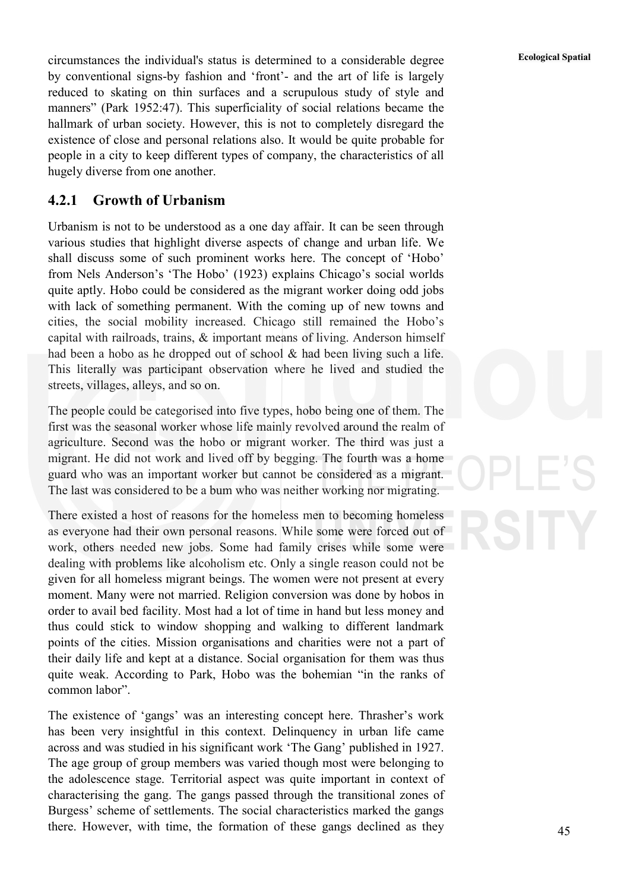circumstances the individual's status is determined to a considerable degree by conventional signs-by fashion and 'front'- and the art of life is largely reduced to skating on thin surfaces and a scrupulous study of style and manners" (Park 1952:47). This superficiality of social relations became the hallmark of urban society. However, this is not to completely disregard the existence of close and personal relations also. It would be quite probable for people in a city to keep different types of company, the characteristics of all hugely diverse from one another.

### 4.2.1 Growth of Urbanism

Urbanism is not to be understood as a one day affair. It can be seen through various studies that highlight diverse aspects of change and urban life. We shall discuss some of such prominent works here. The concept of 'Hobo' from Nels Anderson's 'The Hobo' (1923) explains Chicago's social worlds quite aptly. Hobo could be considered as the migrant worker doing odd jobs with lack of something permanent. With the coming up of new towns and cities, the social mobility increased. Chicago still remained the Hobo's capital with railroads, trains, & important means of living. Anderson himself had been a hobo as he dropped out of school & had been living such a life. This literally was participant observation where he lived and studied the streets, villages, alleys, and so on.

The people could be categorised into five types, hobo being one of them. The first was the seasonal worker whose life mainly revolved around the realm of agriculture. Second was the hobo or migrant worker. The third was just a migrant. He did not work and lived off by begging. The fourth was a home guard who was an important worker but cannot be considered as a migrant. The last was considered to be a bum who was neither working nor migrating.

There existed a host of reasons for the homeless men to becoming homeless as everyone had their own personal reasons. While some were forced out of work, others needed new jobs. Some had family crises while some were dealing with problems like alcoholism etc. Only a single reason could not be given for all homeless migrant beings. The women were not present at every moment. Many were not married. Religion conversion was done by hobos in order to avail bed facility. Most had a lot of time in hand but less money and thus could stick to window shopping and walking to different landmark points of the cities. Mission organisations and charities were not a part of their daily life and kept at a distance. Social organisation for them was thus quite weak. According to Park, Hobo was the bohemian "in the ranks of common labor".

The existence of 'gangs' was an interesting concept here. Thrasher's work has been very insightful in this context. Delinquency in urban life came across and was studied in his significant work 'The Gang' published in 1927. The age group of group members was varied though most were belonging to the adolescence stage. Territorial aspect was quite important in context of characterising the gang. The gangs passed through the transitional zones of Burgess' scheme of settlements. The social characteristics marked the gangs there. However, with time, the formation of these gangs declined as they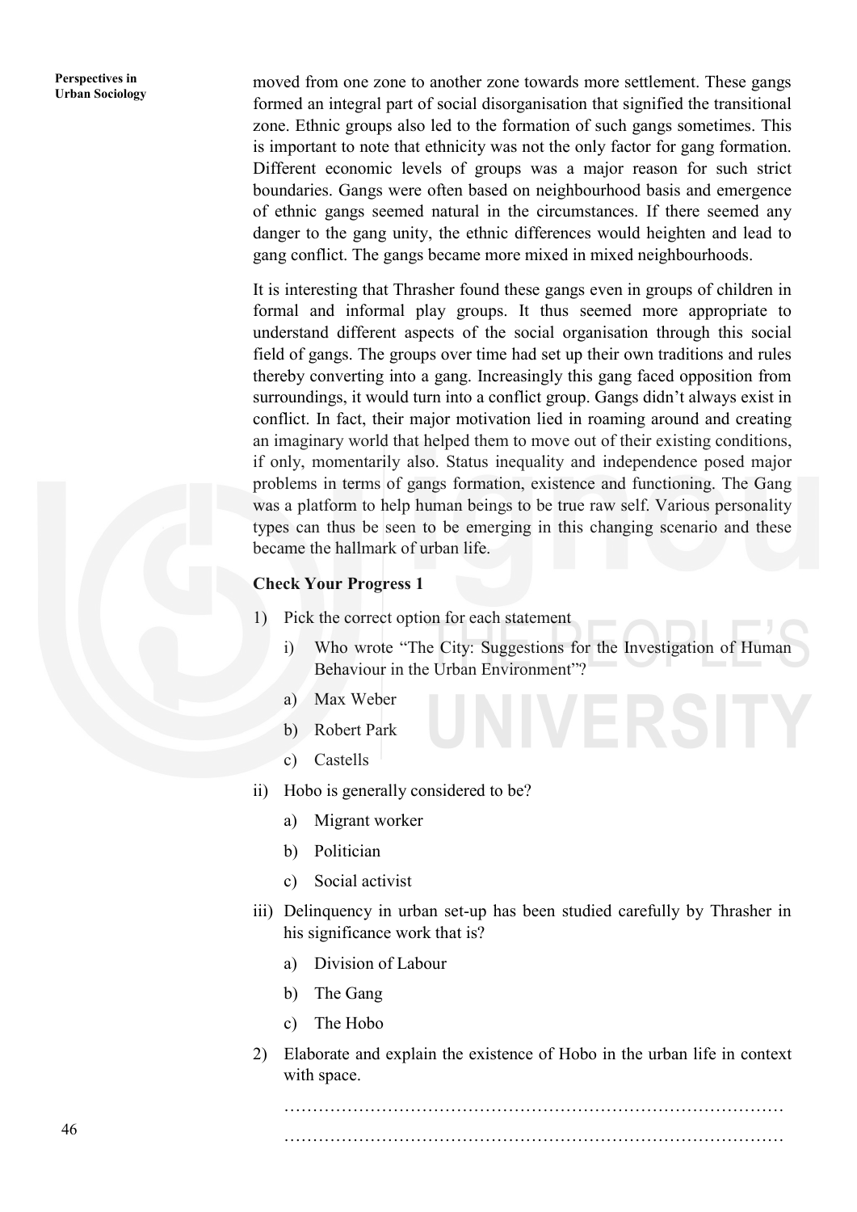moved from one zone to another zone towards more settlement. These gangs formed an integral part of social disorganisation that signified the transitional zone. Ethnic groups also led to the formation of such gangs sometimes. This is important to note that ethnicity was not the only factor for gang formation. Different economic levels of groups was a major reason for such strict boundaries. Gangs were often based on neighbourhood basis and emergence of ethnic gangs seemed natural in the circumstances. If there seemed any danger to the gang unity, the ethnic differences would heighten and lead to gang conflict. The gangs became more mixed in mixed neighbourhoods.

It is interesting that Thrasher found these gangs even in groups of children in formal and informal play groups. It thus seemed more appropriate to understand different aspects of the social organisation through this social field of gangs. The groups over time had set up their own traditions and rules thereby converting into a gang. Increasingly this gang faced opposition from surroundings, it would turn into a conflict group. Gangs didn't always exist in conflict. In fact, their major motivation lied in roaming around and creating an imaginary world that helped them to move out of their existing conditions, if only, momentarily also. Status inequality and independence posed major problems in terms of gangs formation, existence and functioning. The Gang was a platform to help human beings to be true raw self. Various personality types can thus be seen to be emerging in this changing scenario and these became the hallmark of urban life.

**Check Your Progress 1**

1) Pick the correct option for each statement

   i) Who wrote "The City: Suggestions for the Investigation of Human Behaviour in the Urban Environment"?

   a) Max Weber

   b) Robert Park

   c) Castells

ii) Hobo is generally considered to be?

   a) Migrant worker

   b) Politician

   c) Social activist

iii) Delinquency in urban set-up has been studied carefully by Thrasher in his significance work that is?

   a) Division of Labour

   b) The Gang

   c) The Hobo

2) Elaborate and explain the existence of Hobo in the urban life in context with space.

   ……………………………………………………………………………

   ……………………………………………………………………………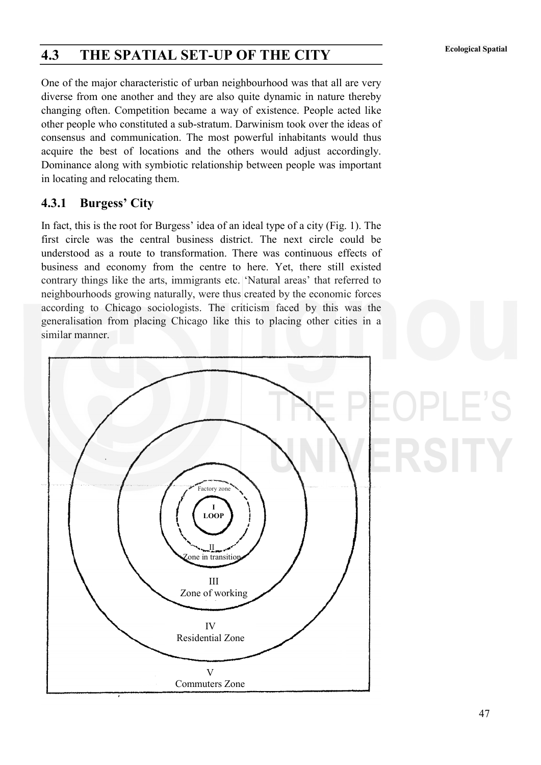## 4.3 THE SPATIAL SET-UP OF THE CITY

One of the major characteristic of urban neighbourhood was that all are very diverse from one another and they are also quite dynamic in nature thereby changing often. Competition became a way of existence. People acted like other people who constituted a sub-stratum. Darwinism took over the ideas of consensus and communication. The most powerful inhabitants would thus acquire the best of locations and the others would adjust accordingly. Dominance along with symbiotic relationship between people was important in locating and relocating them.

### 4.3.1 Burgess' City

In fact, this is the root for Burgess' idea of an ideal type of a city (Fig. 1). The first circle was the central business district. The next circle could be understood as a route to transformation. There was continuous effects of business and economy from the centre to here. Yet, there still existed contrary things like the arts, immigrants etc. 'Natural areas' that referred to neighbourhoods growing naturally, were thus created by the economic forces according to Chicago sociologists. The criticism faced by this was the generalisation from placing Chicago like this to placing other cities in a similar manner.

Factory zone

I
LOOP

II
Zone in transition

III
Zone of working

IV
Residential Zone

V
Commuters Zone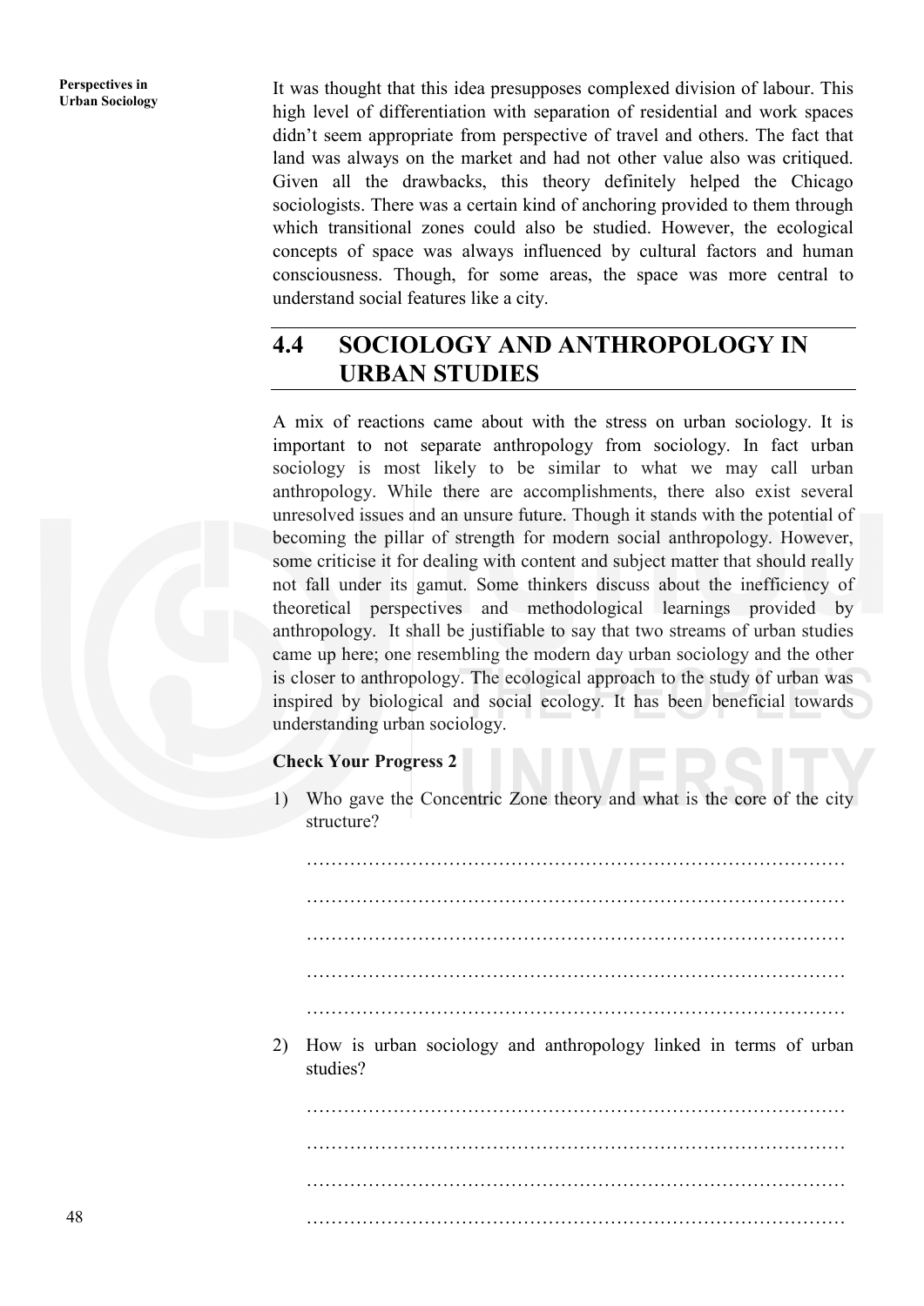It was thought that this idea presupposes complexed division of labour. This high level of differentiation with separation of residential and work spaces didn't seem appropriate from perspective of travel and others. The fact that land was always on the market and had not other value also was critiqued. Given all the drawbacks, this theory definitely helped the Chicago sociologists. There was a certain kind of anchoring provided to them through which transitional zones could also be studied. However, the ecological concepts of space was always influenced by cultural factors and human consciousness. Though, for some areas, the space was more central to understand social features like a city.

## 4.4 SOCIOLOGY AND ANTHROPOLOGY IN URBAN STUDIES

A mix of reactions came about with the stress on urban sociology. It is important to not separate anthropology from sociology. In fact urban sociology is most likely to be similar to what we may call urban anthropology. While there are accomplishments, there also exist several unresolved issues and an unsure future. Though it stands with the potential of becoming the pillar of strength for modern social anthropology. However, some criticise it for dealing with content and subject matter that should really not fall under its gamut. Some thinkers discuss about the inefficiency of theoretical perspectives and methodological learnings provided by anthropology. It shall be justifiable to say that two streams of urban studies came up here; one resembling the modern day urban sociology and the other is closer to anthropology. The ecological approach to the study of urban was inspired by biological and social ecology. It has been beneficial towards understanding urban sociology.

**Check Your Progress 2**

1) Who gave the Concentric Zone theory and what is the core of the city structure?

………………………………………………………………………………

………………………………………………………………………………

………………………………………………………………………………

………………………………………………………………………………

………………………………………………………………………………

2) How is urban sociology and anthropology linked in terms of urban studies?

………………………………………………………………………………

………………………………………………………………………………

………………………………………………………………………………

………………………………………………………………………………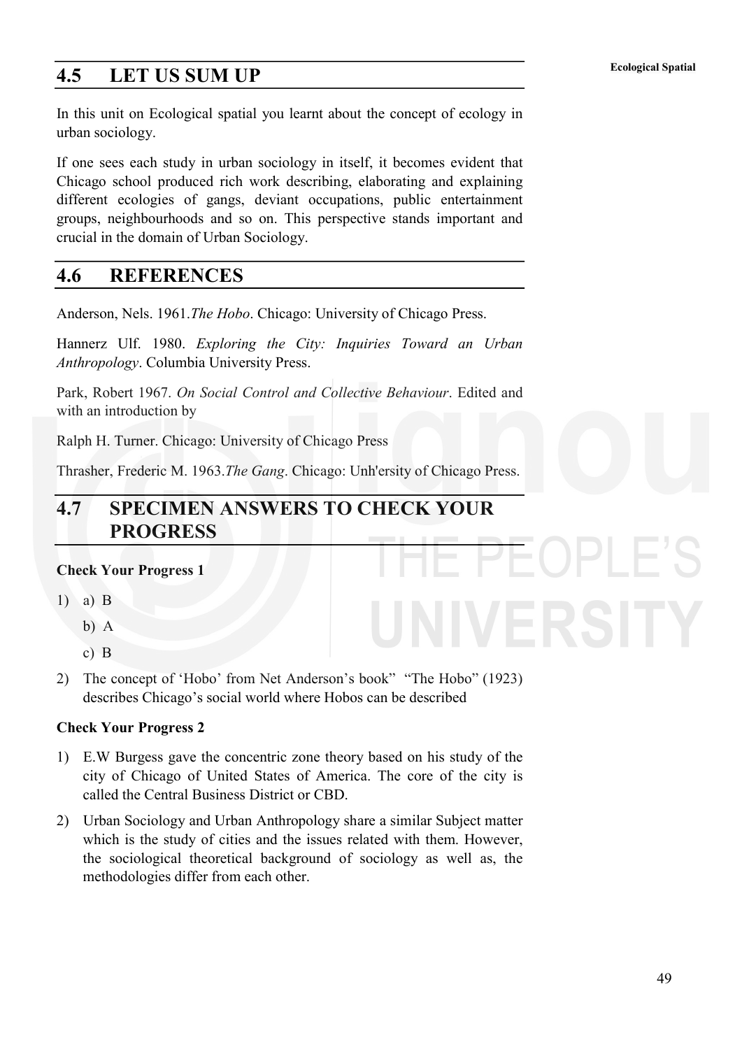## 4.5 LET US SUM UP

In this unit on Ecological spatial you learnt about the concept of ecology in urban sociology.

If one sees each study in urban sociology in itself, it becomes evident that Chicago school produced rich work describing, elaborating and explaining different ecologies of gangs, deviant occupations, public entertainment groups, neighbourhoods and so on. This perspective stands important and crucial in the domain of Urban Sociology.

## 4.6 REFERENCES

Anderson, Nels. 1961.*The Hobo*. Chicago: University of Chicago Press.

Hannerz Ulf. 1980. *Exploring the City: Inquiries Toward an Urban Anthropology*. Columbia University Press.

Park, Robert 1967. *On Social Control and Collective Behaviour*. Edited and with an introduction by

Ralph H. Turner. Chicago: University of Chicago Press

Thrasher, Frederic M. 1963.*The Gang*. Chicago: Unh'ersity of Chicago Press.

## 4.7 SPECIMEN ANSWERS TO CHECK YOUR PROGRESS

**Check Your Progress 1**

1) a) B

   b) A

   c) B

2) The concept of 'Hobo' from Net Anderson's book" "The Hobo" (1923) describes Chicago's social world where Hobos can be described

**Check Your Progress 2**

1) E.W Burgess gave the concentric zone theory based on his study of the city of Chicago of United States of America. The core of the city is called the Central Business District or CBD.

2) Urban Sociology and Urban Anthropology share a similar Subject matter which is the study of cities and the issues related with them. However, the sociological theoretical background of sociology as well as, the methodologies differ from each other.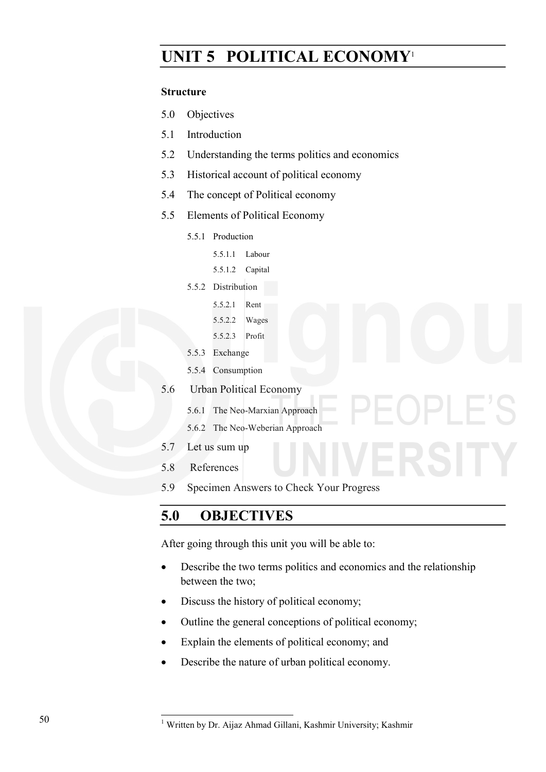# UNIT 5 POLITICAL ECONOMY[1]

**Structure**

5.0 Objectives

5.1 Introduction

5.2 Understanding the terms politics and economics

5.3 Historical account of political economy

5.4 The concept of Political economy

5.5 Elements of Political Economy

- 5.5.1 Production
  - 5.5.1.1 Labour
  - 5.5.1.2 Capital
- 5.5.2 Distribution
  - 5.5.2.1 Rent
  - 5.5.2.2 Wages
  - 5.5.2.3 Profit
- 5.5.3 Exchange
- 5.5.4 Consumption

5.6 Urban Political Economy

- 5.6.1 The Neo-Marxian Approach
- 5.6.2 The Neo-Weberian Approach

5.7 Let us sum up

5.8 References

5.9 Specimen Answers to Check Your Progress

## 5.0 OBJECTIVES

After going through this unit you will be able to:

- Describe the two terms politics and economics and the relationship between the two;
- Discuss the history of political economy;
- Outline the general conceptions of political economy;
- Explain the elements of political economy; and
- Describe the nature of urban political economy.

---

[1] Written by Dr. Aijaz Ahmad Gillani, Kashmir University; Kashmir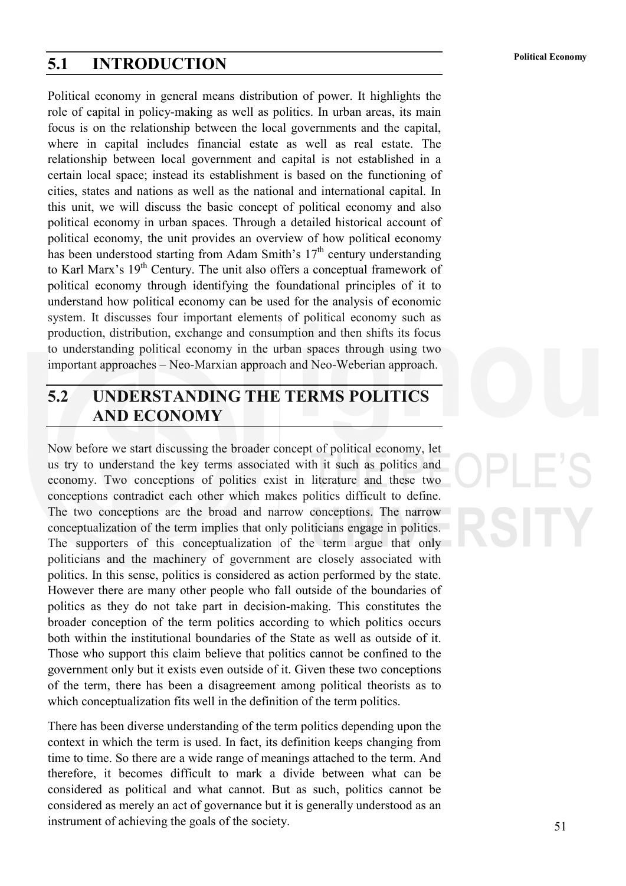## 5.1 INTRODUCTION

Political economy in general means distribution of power. It highlights the role of capital in policy-making as well as politics. In urban areas, its main focus is on the relationship between the local governments and the capital, where in capital includes financial estate as well as real estate. The relationship between local government and capital is not established in a certain local space; instead its establishment is based on the functioning of cities, states and nations as well as the national and international capital. In this unit, we will discuss the basic concept of political economy and also political economy in urban spaces. Through a detailed historical account of political economy, the unit provides an overview of how political economy has been understood starting from Adam Smith's 17th century understanding to Karl Marx's 19th Century. The unit also offers a conceptual framework of political economy through identifying the foundational principles of it to understand how political economy can be used for the analysis of economic system. It discusses four important elements of political economy such as production, distribution, exchange and consumption and then shifts its focus to understanding political economy in the urban spaces through using two important approaches – Neo-Marxian approach and Neo-Weberian approach.

## 5.2 UNDERSTANDING THE TERMS POLITICS AND ECONOMY

Now before we start discussing the broader concept of political economy, let us try to understand the key terms associated with it such as politics and economy. Two conceptions of politics exist in literature and these two conceptions contradict each other which makes politics difficult to define. The two conceptions are the broad and narrow conceptions. The narrow conceptualization of the term implies that only politicians engage in politics. The supporters of this conceptualization of the term argue that only politicians and the machinery of government are closely associated with politics. In this sense, politics is considered as action performed by the state. However there are many other people who fall outside of the boundaries of politics as they do not take part in decision-making. This constitutes the broader conception of the term politics according to which politics occurs both within the institutional boundaries of the State as well as outside of it. Those who support this claim believe that politics cannot be confined to the government only but it exists even outside of it. Given these two conceptions of the term, there has been a disagreement among political theorists as to which conceptualization fits well in the definition of the term politics.

There has been diverse understanding of the term politics depending upon the context in which the term is used. In fact, its definition keeps changing from time to time. So there are a wide range of meanings attached to the term. And therefore, it becomes difficult to mark a divide between what can be considered as political and what cannot. But as such, politics cannot be considered as merely an act of governance but it is generally understood as an instrument of achieving the goals of the society.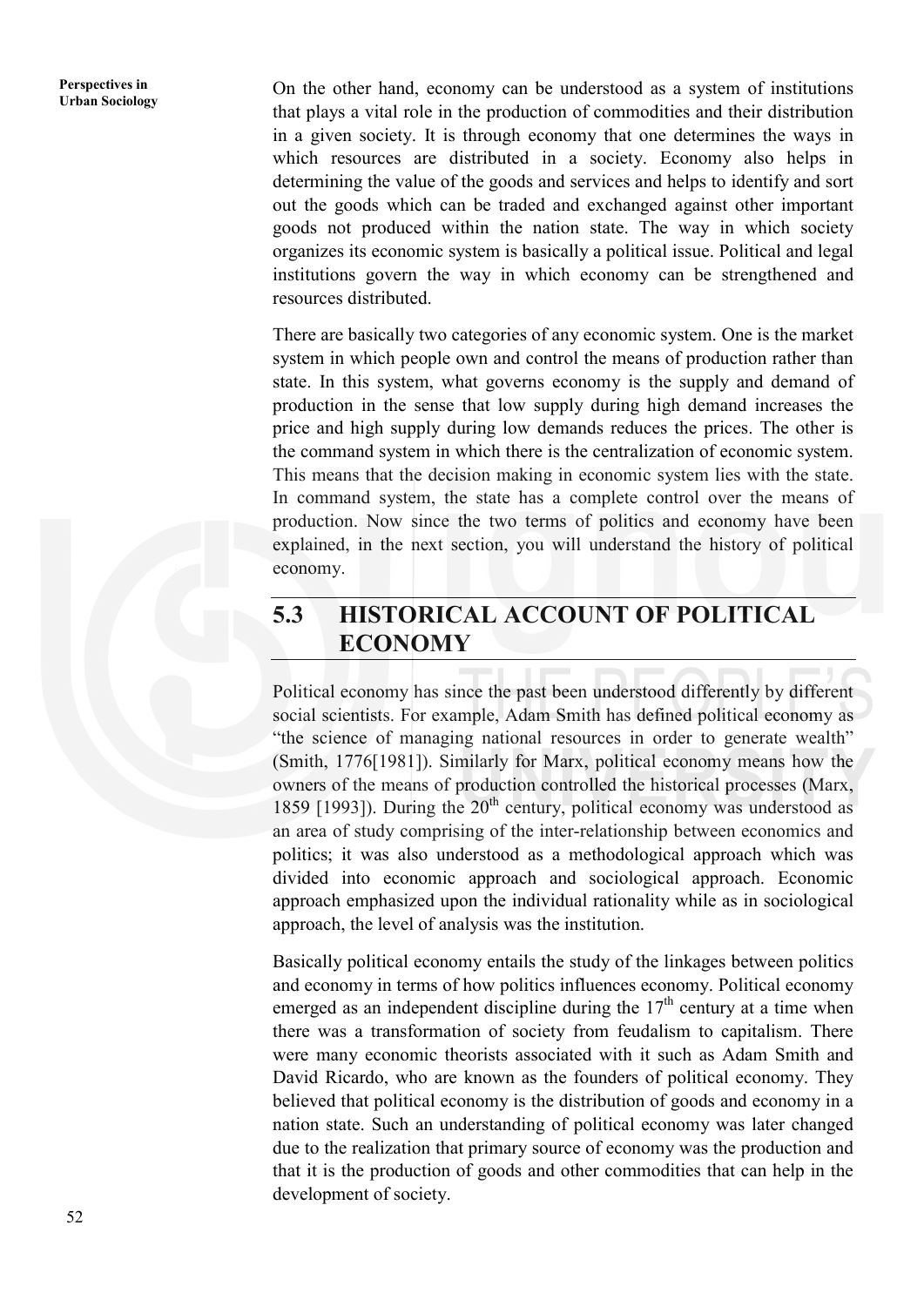On the other hand, economy can be understood as a system of institutions that plays a vital role in the production of commodities and their distribution in a given society. It is through economy that one determines the ways in which resources are distributed in a society. Economy also helps in determining the value of the goods and services and helps to identify and sort out the goods which can be traded and exchanged against other important goods not produced within the nation state. The way in which society organizes its economic system is basically a political issue. Political and legal institutions govern the way in which economy can be strengthened and resources distributed.

There are basically two categories of any economic system. One is the market system in which people own and control the means of production rather than state. In this system, what governs economy is the supply and demand of production in the sense that low supply during high demand increases the price and high supply during low demands reduces the prices. The other is the command system in which there is the centralization of economic system. This means that the decision making in economic system lies with the state. In command system, the state has a complete control over the means of production. Now since the two terms of politics and economy have been explained, in the next section, you will understand the history of political economy.

## 5.3 HISTORICAL ACCOUNT OF POLITICAL ECONOMY

Political economy has since the past been understood differently by different social scientists. For example, Adam Smith has defined political economy as "the science of managing national resources in order to generate wealth" (Smith, 1776[1981]). Similarly for Marx, political economy means how the owners of the means of production controlled the historical processes (Marx, 1859 [1993]). During the $20^{th}$ century, political economy was understood as an area of study comprising of the inter-relationship between economics and politics; it was also understood as a methodological approach which was divided into economic approach and sociological approach. Economic approach emphasized upon the individual rationality while as in sociological approach, the level of analysis was the institution.

Basically political economy entails the study of the linkages between politics and economy in terms of how politics influences economy. Political economy emerged as an independent discipline during the $17^{th}$ century at a time when there was a transformation of society from feudalism to capitalism. There were many economic theorists associated with it such as Adam Smith and David Ricardo, who are known as the founders of political economy. They believed that political economy is the distribution of goods and economy in a nation state. Such an understanding of political economy was later changed due to the realization that primary source of economy was the production and that it is the production of goods and other commodities that can help in the development of society.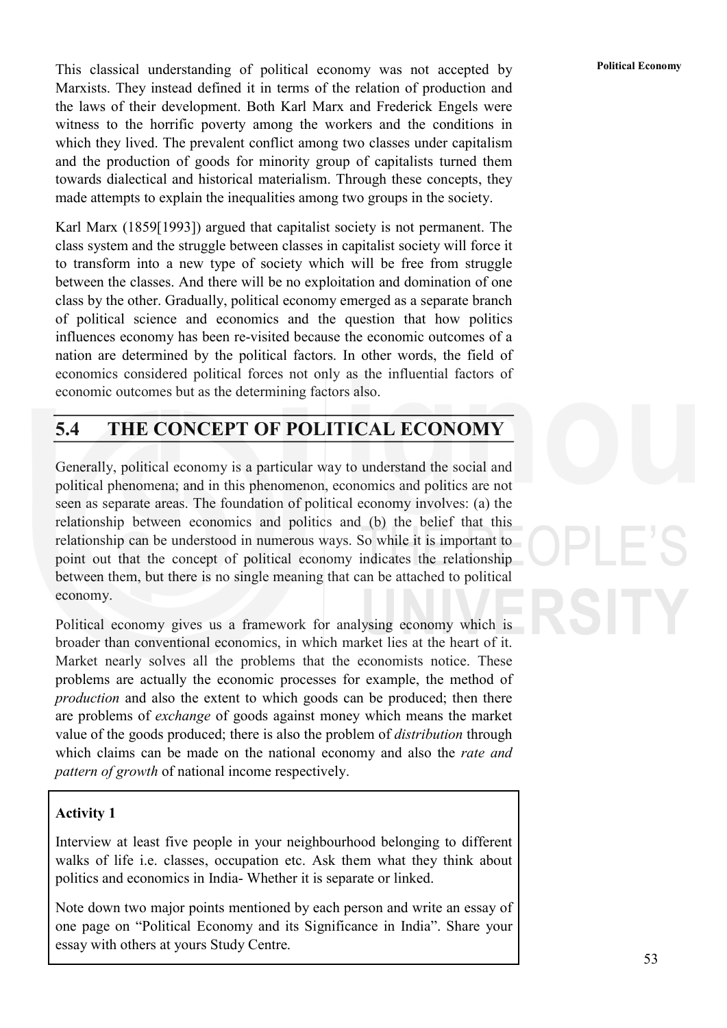This classical understanding of political economy was not accepted by Marxists. They instead defined it in terms of the relation of production and the laws of their development. Both Karl Marx and Frederick Engels were witness to the horrific poverty among the workers and the conditions in which they lived. The prevalent conflict among two classes under capitalism and the production of goods for minority group of capitalists turned them towards dialectical and historical materialism. Through these concepts, they made attempts to explain the inequalities among two groups in the society.

Karl Marx (1859[1993]) argued that capitalist society is not permanent. The class system and the struggle between classes in capitalist society will force it to transform into a new type of society which will be free from struggle between the classes. And there will be no exploitation and domination of one class by the other. Gradually, political economy emerged as a separate branch of political science and economics and the question that how politics influences economy has been re-visited because the economic outcomes of a nation are determined by the political factors. In other words, the field of economics considered political forces not only as the influential factors of economic outcomes but as the determining factors also.

## 5.4 THE CONCEPT OF POLITICAL ECONOMY

Generally, political economy is a particular way to understand the social and political phenomena; and in this phenomenon, economics and politics are not seen as separate areas. The foundation of political economy involves: (a) the relationship between economics and politics and (b) the belief that this relationship can be understood in numerous ways. So while it is important to point out that the concept of political economy indicates the relationship between them, but there is no single meaning that can be attached to political economy.

Political economy gives us a framework for analysing economy which is broader than conventional economics, in which market lies at the heart of it. Market nearly solves all the problems that the economists notice. These problems are actually the economic processes for example, the method of *production* and also the extent to which goods can be produced; then there are problems of *exchange* of goods against money which means the market value of the goods produced; there is also the problem of *distribution* through which claims can be made on the national economy and also the *rate and pattern of growth* of national income respectively.

**Activity 1**

Interview at least five people in your neighbourhood belonging to different walks of life i.e. classes, occupation etc. Ask them what they think about politics and economics in India- Whether it is separate or linked.

Note down two major points mentioned by each person and write an essay of one page on "Political Economy and its Significance in India". Share your essay with others at yours Study Centre.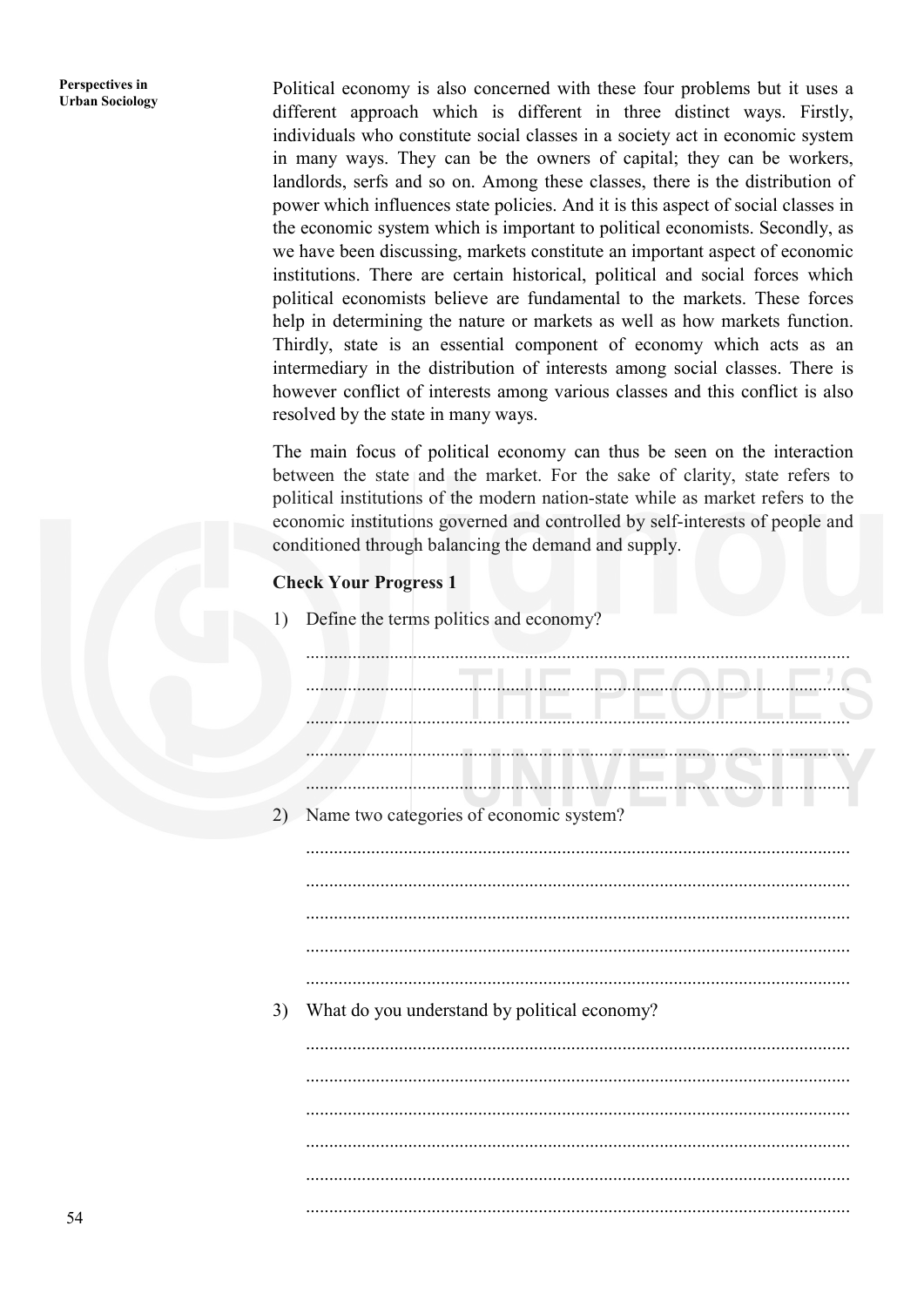Political economy is also concerned with these four problems but it uses a different approach which is different in three distinct ways. Firstly, individuals who constitute social classes in a society act in economic system in many ways. They can be the owners of capital; they can be workers, landlords, serfs and so on. Among these classes, there is the distribution of power which influences state policies. And it is this aspect of social classes in the economic system which is important to political economists. Secondly, as we have been discussing, markets constitute an important aspect of economic institutions. There are certain historical, political and social forces which political economists believe are fundamental to the markets. These forces help in determining the nature or markets as well as how markets function. Thirdly, state is an essential component of economy which acts as an intermediary in the distribution of interests among social classes. There is however conflict of interests among various classes and this conflict is also resolved by the state in many ways.

The main focus of political economy can thus be seen on the interaction between the state and the market. For the sake of clarity, state refers to political institutions of the modern nation-state while as market refers to the economic institutions governed and controlled by self-interests of people and conditioned through balancing the demand and supply.

**Check Your Progress 1**

1) Define the terms politics and economy?

.....................................................................................................................

.....................................................................................................................

.....................................................................................................................

.....................................................................................................................

.....................................................................................................................

2) Name two categories of economic system?

.....................................................................................................................

.....................................................................................................................

.....................................................................................................................

.....................................................................................................................

.....................................................................................................................

3) What do you understand by political economy?

.....................................................................................................................

.....................................................................................................................

.....................................................................................................................

.....................................................................................................................

.....................................................................................................................

.....................................................................................................................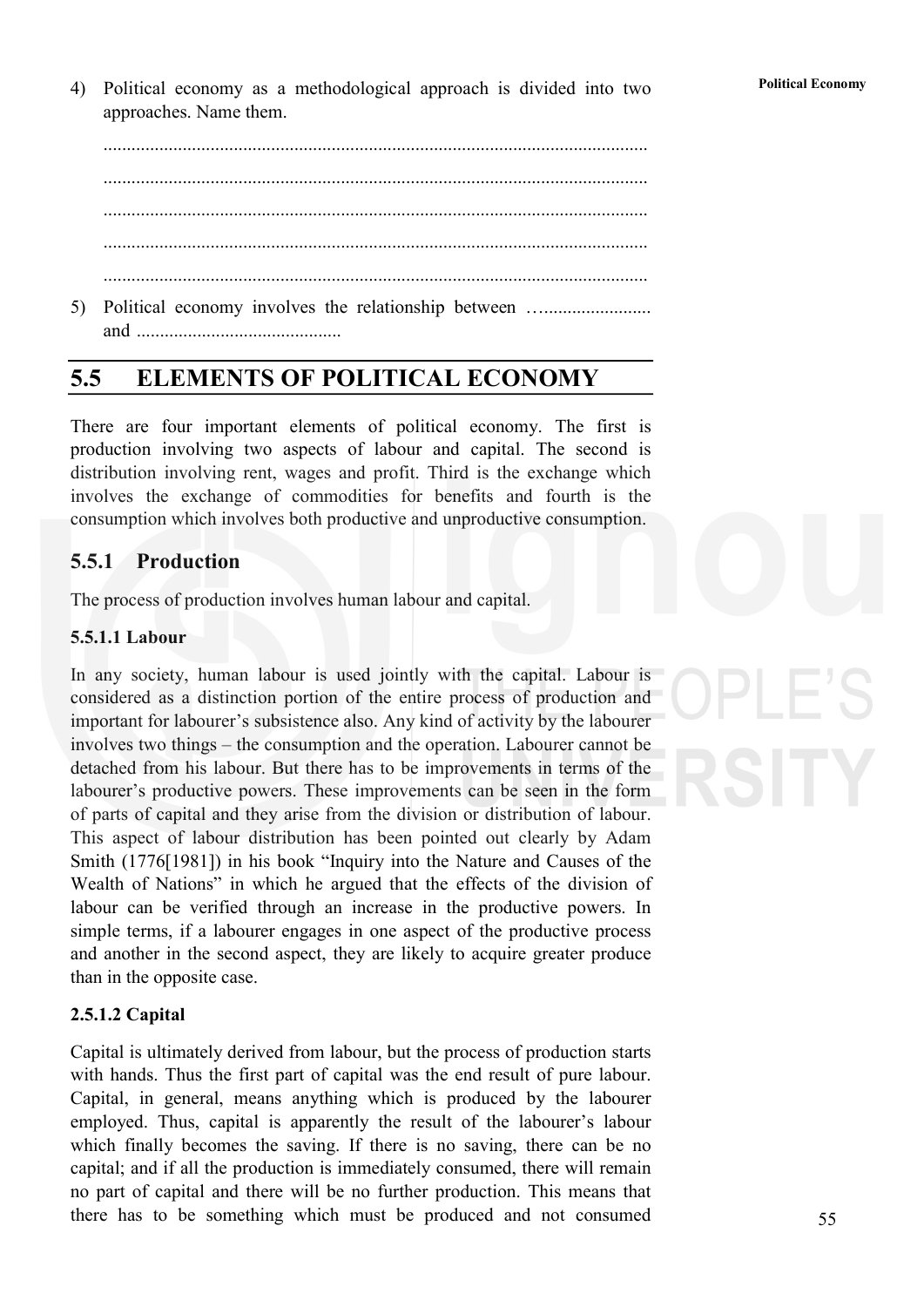4) Political economy as a methodological approach is divided into two approaches. Name them.

....................................................................................................................

....................................................................................................................

....................................................................................................................

....................................................................................................................

....................................................................................................................

5) Political economy involves the relationship between …...................... and ...........................................

## 5.5 ELEMENTS OF POLITICAL ECONOMY

There are four important elements of political economy. The first is production involving two aspects of labour and capital. The second is distribution involving rent, wages and profit. Third is the exchange which involves the exchange of commodities for benefits and fourth is the consumption which involves both productive and unproductive consumption.

### 5.5.1 Production

The process of production involves human labour and capital.

#### 5.5.1.1 Labour

In any society, human labour is used jointly with the capital. Labour is considered as a distinction portion of the entire process of production and important for labourer's subsistence also. Any kind of activity by the labourer involves two things – the consumption and the operation. Labourer cannot be detached from his labour. But there has to be improvements in terms of the labourer's productive powers. These improvements can be seen in the form of parts of capital and they arise from the division or distribution of labour. This aspect of labour distribution has been pointed out clearly by Adam Smith (1776[1981]) in his book "Inquiry into the Nature and Causes of the Wealth of Nations" in which he argued that the effects of the division of labour can be verified through an increase in the productive powers. In simple terms, if a labourer engages in one aspect of the productive process and another in the second aspect, they are likely to acquire greater produce than in the opposite case.

#### 2.5.1.2 Capital

Capital is ultimately derived from labour, but the process of production starts with hands. Thus the first part of capital was the end result of pure labour. Capital, in general, means anything which is produced by the labourer employed. Thus, capital is apparently the result of the labourer's labour which finally becomes the saving. If there is no saving, there can be no capital; and if all the production is immediately consumed, there will remain no part of capital and there will be no further production. This means that there has to be something which must be produced and not consumed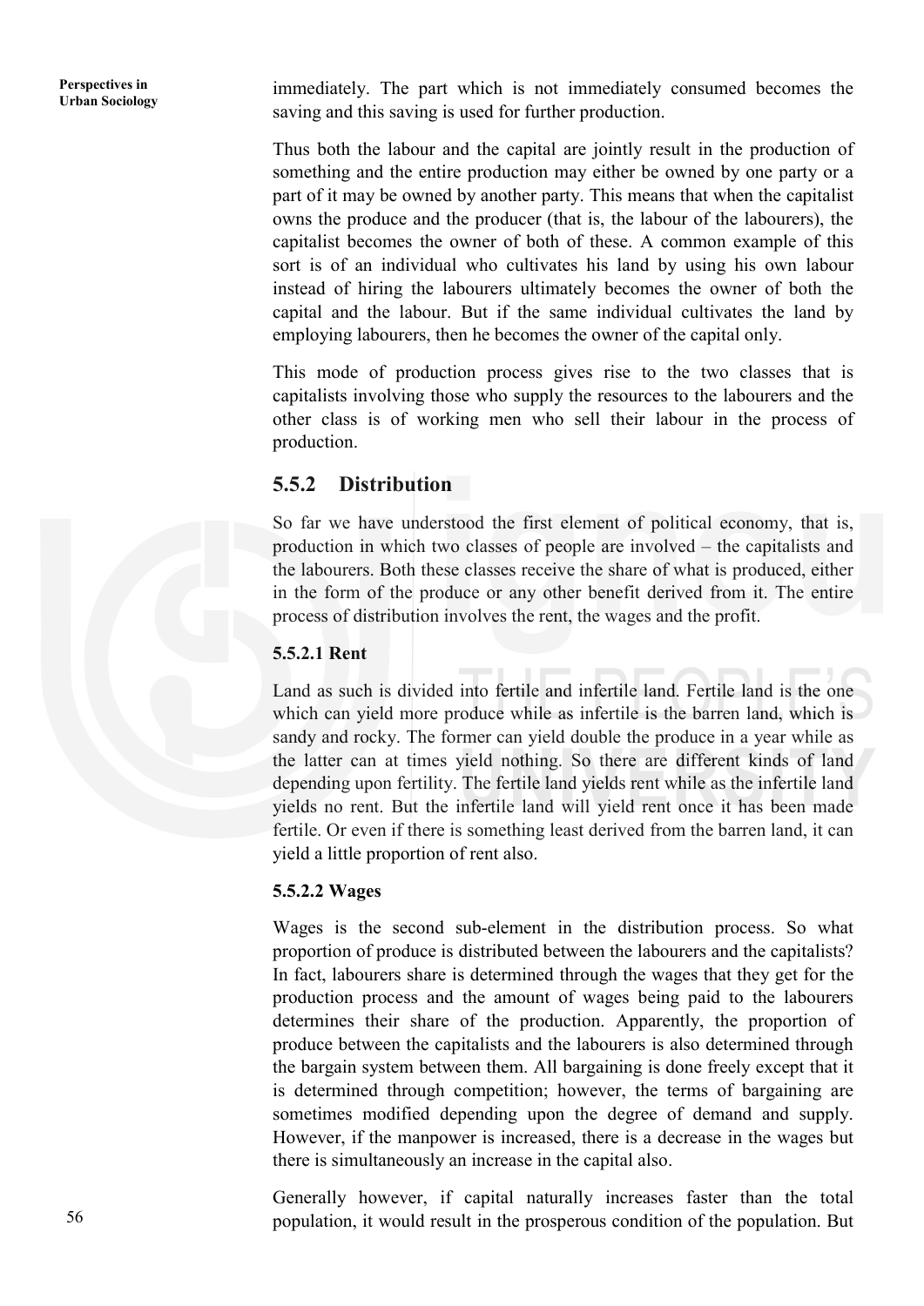immediately. The part which is not immediately consumed becomes the saving and this saving is used for further production.

Thus both the labour and the capital are jointly result in the production of something and the entire production may either be owned by one party or a part of it may be owned by another party. This means that when the capitalist owns the produce and the producer (that is, the labour of the labourers), the capitalist becomes the owner of both of these. A common example of this sort is of an individual who cultivates his land by using his own labour instead of hiring the labourers ultimately becomes the owner of both the capital and the labour. But if the same individual cultivates the land by employing labourers, then he becomes the owner of the capital only.

This mode of production process gives rise to the two classes that is capitalists involving those who supply the resources to the labourers and the other class is of working men who sell their labour in the process of production.

## 5.5.2 Distribution

So far we have understood the first element of political economy, that is, production in which two classes of people are involved – the capitalists and the labourers. Both these classes receive the share of what is produced, either in the form of the produce or any other benefit derived from it. The entire process of distribution involves the rent, the wages and the profit.

### 5.5.2.1 Rent

Land as such is divided into fertile and infertile land. Fertile land is the one which can yield more produce while as infertile is the barren land, which is sandy and rocky. The former can yield double the produce in a year while as the latter can at times yield nothing. So there are different kinds of land depending upon fertility. The fertile land yields rent while as the infertile land yields no rent. But the infertile land will yield rent once it has been made fertile. Or even if there is something least derived from the barren land, it can yield a little proportion of rent also.

### 5.5.2.2 Wages

Wages is the second sub-element in the distribution process. So what proportion of produce is distributed between the labourers and the capitalists? In fact, labourers share is determined through the wages that they get for the production process and the amount of wages being paid to the labourers determines their share of the production. Apparently, the proportion of produce between the capitalists and the labourers is also determined through the bargain system between them. All bargaining is done freely except that it is determined through competition; however, the terms of bargaining are sometimes modified depending upon the degree of demand and supply. However, if the manpower is increased, there is a decrease in the wages but there is simultaneously an increase in the capital also.

Generally however, if capital naturally increases faster than the total population, it would result in the prosperous condition of the population. But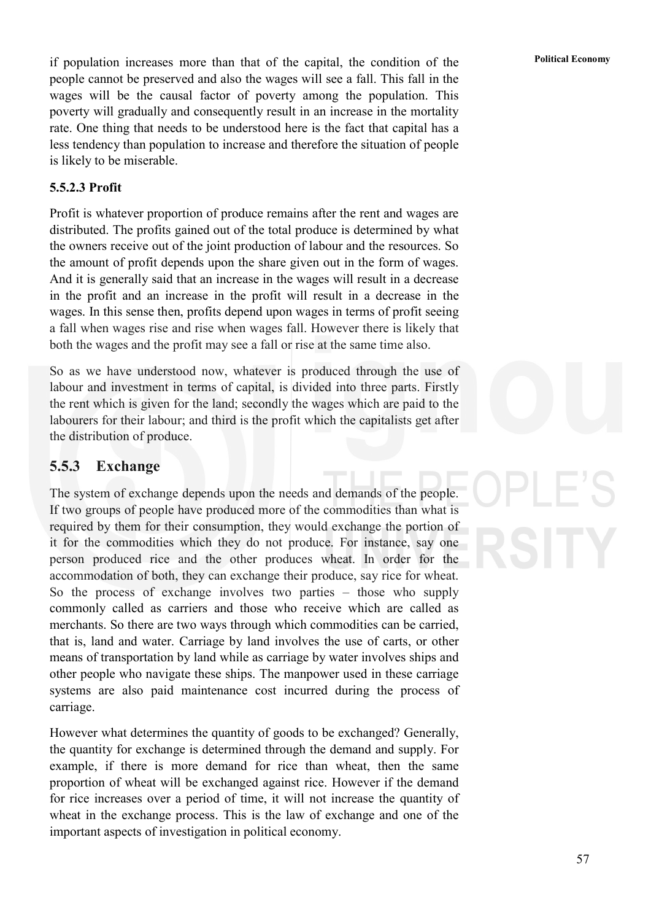if population increases more than that of the capital, the condition of the people cannot be preserved and also the wages will see a fall. This fall in the wages will be the causal factor of poverty among the population. This poverty will gradually and consequently result in an increase in the mortality rate. One thing that needs to be understood here is the fact that capital has a less tendency than population to increase and therefore the situation of people is likely to be miserable.

#### 5.5.2.3 Profit

Profit is whatever proportion of produce remains after the rent and wages are distributed. The profits gained out of the total produce is determined by what the owners receive out of the joint production of labour and the resources. So the amount of profit depends upon the share given out in the form of wages. And it is generally said that an increase in the wages will result in a decrease in the profit and an increase in the profit will result in a decrease in the wages. In this sense then, profits depend upon wages in terms of profit seeing a fall when wages rise and rise when wages fall. However there is likely that both the wages and the profit may see a fall or rise at the same time also.

So as we have understood now, whatever is produced through the use of labour and investment in terms of capital, is divided into three parts. Firstly the rent which is given for the land; secondly the wages which are paid to the labourers for their labour; and third is the profit which the capitalists get after the distribution of produce.

### 5.5.3 Exchange

The system of exchange depends upon the needs and demands of the people. If two groups of people have produced more of the commodities than what is required by them for their consumption, they would exchange the portion of it for the commodities which they do not produce. For instance, say one person produced rice and the other produces wheat. In order for the accommodation of both, they can exchange their produce, say rice for wheat. So the process of exchange involves two parties – those who supply commonly called as carriers and those who receive which are called as merchants. So there are two ways through which commodities can be carried, that is, land and water. Carriage by land involves the use of carts, or other means of transportation by land while as carriage by water involves ships and other people who navigate these ships. The manpower used in these carriage systems are also paid maintenance cost incurred during the process of carriage.

However what determines the quantity of goods to be exchanged? Generally, the quantity for exchange is determined through the demand and supply. For example, if there is more demand for rice than wheat, then the same proportion of wheat will be exchanged against rice. However if the demand for rice increases over a period of time, it will not increase the quantity of wheat in the exchange process. This is the law of exchange and one of the important aspects of investigation in political economy.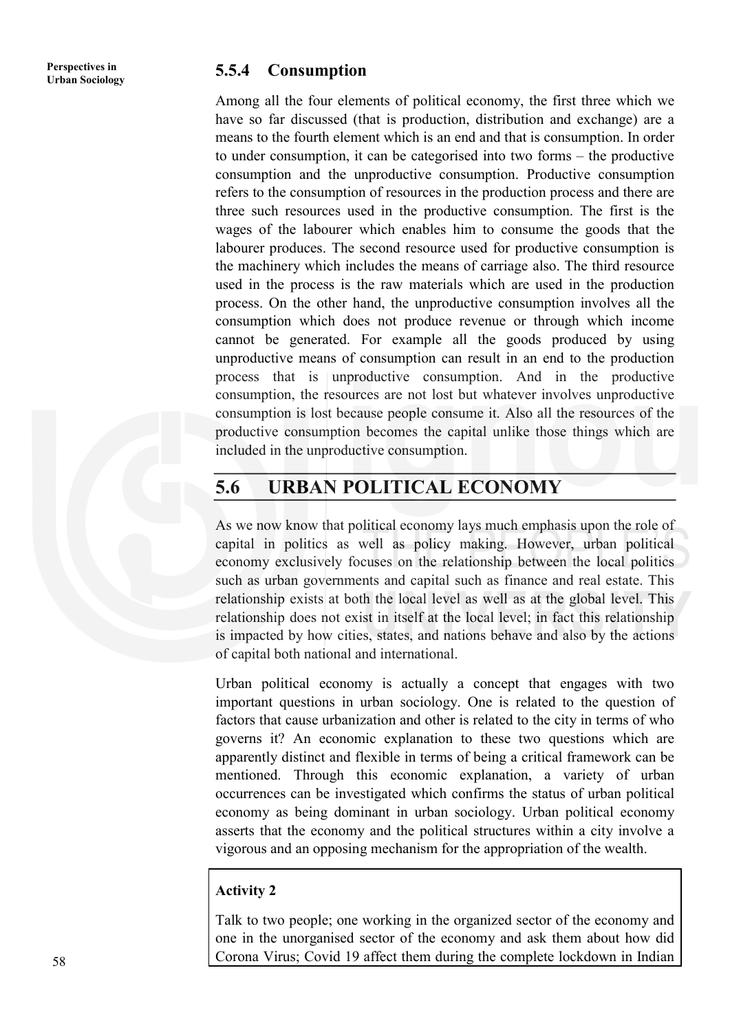### 5.5.4 Consumption

Among all the four elements of political economy, the first three which we have so far discussed (that is production, distribution and exchange) are a means to the fourth element which is an end and that is consumption. In order to under consumption, it can be categorised into two forms – the productive consumption and the unproductive consumption. Productive consumption refers to the consumption of resources in the production process and there are three such resources used in the productive consumption. The first is the wages of the labourer which enables him to consume the goods that the labourer produces. The second resource used for productive consumption is the machinery which includes the means of carriage also. The third resource used in the process is the raw materials which are used in the production process. On the other hand, the unproductive consumption involves all the consumption which does not produce revenue or through which income cannot be generated. For example all the goods produced by using unproductive means of consumption can result in an end to the production process that is unproductive consumption. And in the productive consumption, the resources are not lost but whatever involves unproductive consumption is lost because people consume it. Also all the resources of the productive consumption becomes the capital unlike those things which are included in the unproductive consumption.

## 5.6 URBAN POLITICAL ECONOMY

As we now know that political economy lays much emphasis upon the role of capital in politics as well as policy making. However, urban political economy exclusively focuses on the relationship between the local politics such as urban governments and capital such as finance and real estate. This relationship exists at both the local level as well as at the global level. This relationship does not exist in itself at the local level; in fact this relationship is impacted by how cities, states, and nations behave and also by the actions of capital both national and international.

Urban political economy is actually a concept that engages with two important questions in urban sociology. One is related to the question of factors that cause urbanization and other is related to the city in terms of who governs it? An economic explanation to these two questions which are apparently distinct and flexible in terms of being a critical framework can be mentioned. Through this economic explanation, a variety of urban occurrences can be investigated which confirms the status of urban political economy as being dominant in urban sociology. Urban political economy asserts that the economy and the political structures within a city involve a vigorous and an opposing mechanism for the appropriation of the wealth.

**Activity 2**

Talk to two people; one working in the organized sector of the economy and one in the unorganised sector of the economy and ask them about how did Corona Virus; Covid 19 affect them during the complete lockdown in Indian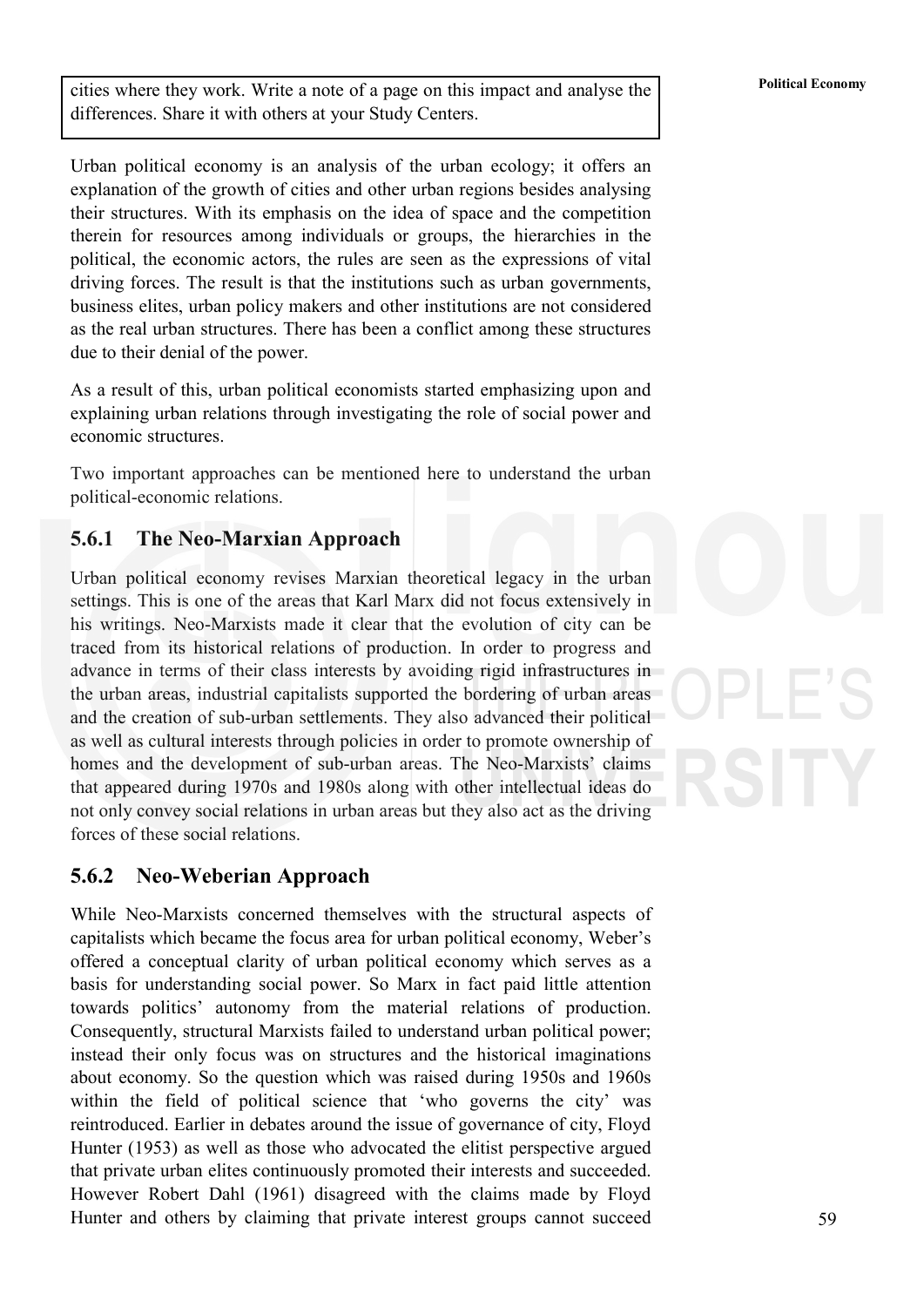cities where they work. Write a note of a page on this impact and analyse the differences. Share it with others at your Study Centers.

Urban political economy is an analysis of the urban ecology; it offers an explanation of the growth of cities and other urban regions besides analysing their structures. With its emphasis on the idea of space and the competition therein for resources among individuals or groups, the hierarchies in the political, the economic actors, the rules are seen as the expressions of vital driving forces. The result is that the institutions such as urban governments, business elites, urban policy makers and other institutions are not considered as the real urban structures. There has been a conflict among these structures due to their denial of the power.

As a result of this, urban political economists started emphasizing upon and explaining urban relations through investigating the role of social power and economic structures.

Two important approaches can be mentioned here to understand the urban political-economic relations.

### 5.6.1 The Neo-Marxian Approach

Urban political economy revises Marxian theoretical legacy in the urban settings. This is one of the areas that Karl Marx did not focus extensively in his writings. Neo-Marxists made it clear that the evolution of city can be traced from its historical relations of production. In order to progress and advance in terms of their class interests by avoiding rigid infrastructures in the urban areas, industrial capitalists supported the bordering of urban areas and the creation of sub-urban settlements. They also advanced their political as well as cultural interests through policies in order to promote ownership of homes and the development of sub-urban areas. The Neo-Marxists' claims that appeared during 1970s and 1980s along with other intellectual ideas do not only convey social relations in urban areas but they also act as the driving forces of these social relations.

### 5.6.2 Neo-Weberian Approach

While Neo-Marxists concerned themselves with the structural aspects of capitalists which became the focus area for urban political economy, Weber's offered a conceptual clarity of urban political economy which serves as a basis for understanding social power. So Marx in fact paid little attention towards politics' autonomy from the material relations of production. Consequently, structural Marxists failed to understand urban political power; instead their only focus was on structures and the historical imaginations about economy. So the question which was raised during 1950s and 1960s within the field of political science that 'who governs the city' was reintroduced. Earlier in debates around the issue of governance of city, Floyd Hunter (1953) as well as those who advocated the elitist perspective argued that private urban elites continuously promoted their interests and succeeded. However Robert Dahl (1961) disagreed with the claims made by Floyd Hunter and others by claiming that private interest groups cannot succeed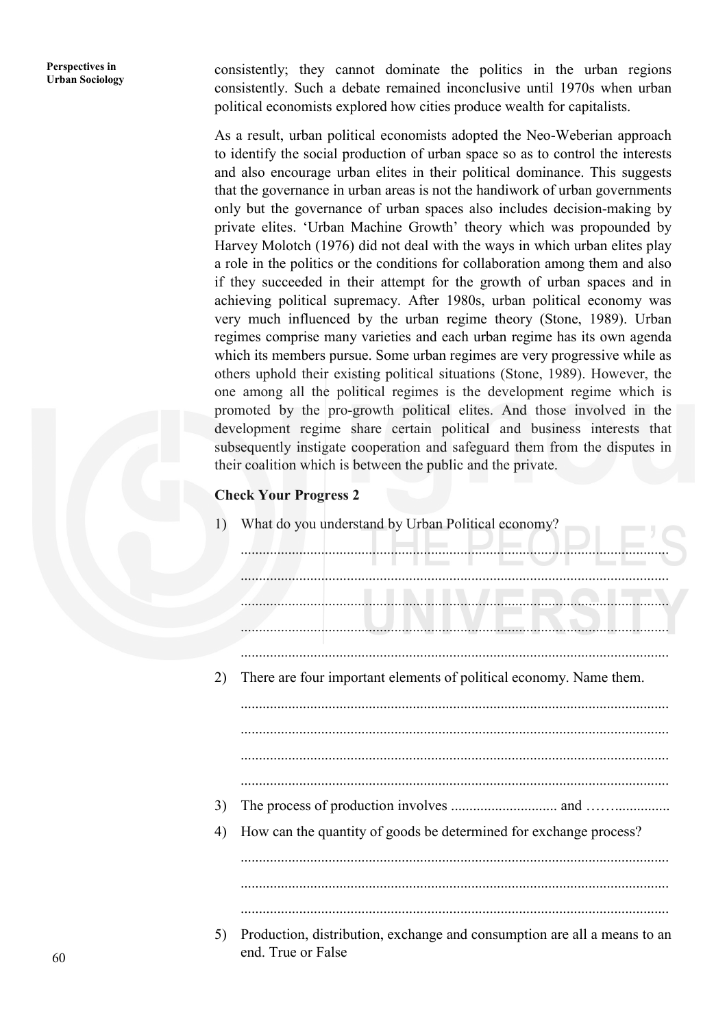consistently; they cannot dominate the politics in the urban regions consistently. Such a debate remained inconclusive until 1970s when urban political economists explored how cities produce wealth for capitalists.

As a result, urban political economists adopted the Neo-Weberian approach to identify the social production of urban space so as to control the interests and also encourage urban elites in their political dominance. This suggests that the governance in urban areas is not the handiwork of urban governments only but the governance of urban spaces also includes decision-making by private elites. 'Urban Machine Growth' theory which was propounded by Harvey Molotch (1976) did not deal with the ways in which urban elites play a role in the politics or the conditions for collaboration among them and also if they succeeded in their attempt for the growth of urban spaces and in achieving political supremacy. After 1980s, urban political economy was very much influenced by the urban regime theory (Stone, 1989). Urban regimes comprise many varieties and each urban regime has its own agenda which its members pursue. Some urban regimes are very progressive while as others uphold their existing political situations (Stone, 1989). However, the one among all the political regimes is the development regime which is promoted by the pro-growth political elites. And those involved in the development regime share certain political and business interests that subsequently instigate cooperation and safeguard them from the disputes in their coalition which is between the public and the private.

**Check Your Progress 2**

1) What do you understand by Urban Political economy?

....................................................................................................................

....................................................................................................................

....................................................................................................................

....................................................................................................................

....................................................................................................................

2) There are four important elements of political economy. Name them.

....................................................................................................................

....................................................................................................................

....................................................................................................................

....................................................................................................................

3) The process of production involves ............................ and ……...............

4) How can the quantity of goods be determined for exchange process?

....................................................................................................................

....................................................................................................................

....................................................................................................................

5) Production, distribution, exchange and consumption are all a means to an end. True or False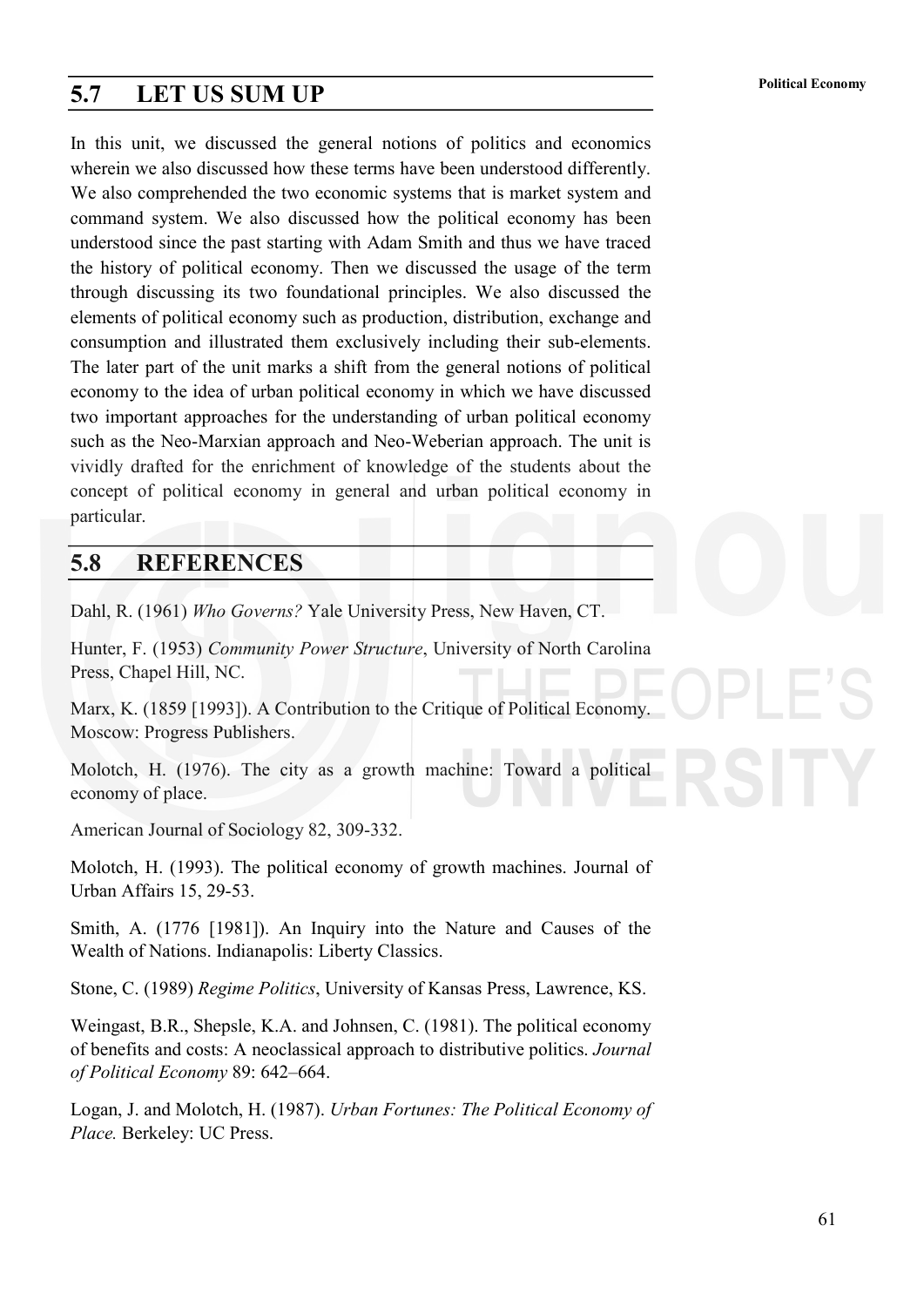## 5.7 LET US SUM UP

In this unit, we discussed the general notions of politics and economics wherein we also discussed how these terms have been understood differently. We also comprehended the two economic systems that is market system and command system. We also discussed how the political economy has been understood since the past starting with Adam Smith and thus we have traced the history of political economy. Then we discussed the usage of the term through discussing its two foundational principles. We also discussed the elements of political economy such as production, distribution, exchange and consumption and illustrated them exclusively including their sub-elements. The later part of the unit marks a shift from the general notions of political economy to the idea of urban political economy in which we have discussed two important approaches for the understanding of urban political economy such as the Neo-Marxian approach and Neo-Weberian approach. The unit is vividly drafted for the enrichment of knowledge of the students about the concept of political economy in general and urban political economy in particular.

## 5.8 REFERENCES

Dahl, R. (1961) *Who Governs?* Yale University Press, New Haven, CT.

Hunter, F. (1953) *Community Power Structure*, University of North Carolina Press, Chapel Hill, NC.

Marx, K. (1859 [1993]). A Contribution to the Critique of Political Economy. Moscow: Progress Publishers.

Molotch, H. (1976). The city as a growth machine: Toward a political economy of place.

American Journal of Sociology 82, 309-332.

Molotch, H. (1993). The political economy of growth machines. Journal of Urban Affairs 15, 29-53.

Smith, A. (1776 [1981]). An Inquiry into the Nature and Causes of the Wealth of Nations. Indianapolis: Liberty Classics.

Stone, C. (1989) *Regime Politics*, University of Kansas Press, Lawrence, KS.

Weingast, B.R., Shepsle, K.A. and Johnsen, C. (1981). The political economy of benefits and costs: A neoclassical approach to distributive politics. *Journal of Political Economy* 89: 642–664.

Logan, J. and Molotch, H. (1987). *Urban Fortunes: The Political Economy of Place.* Berkeley: UC Press.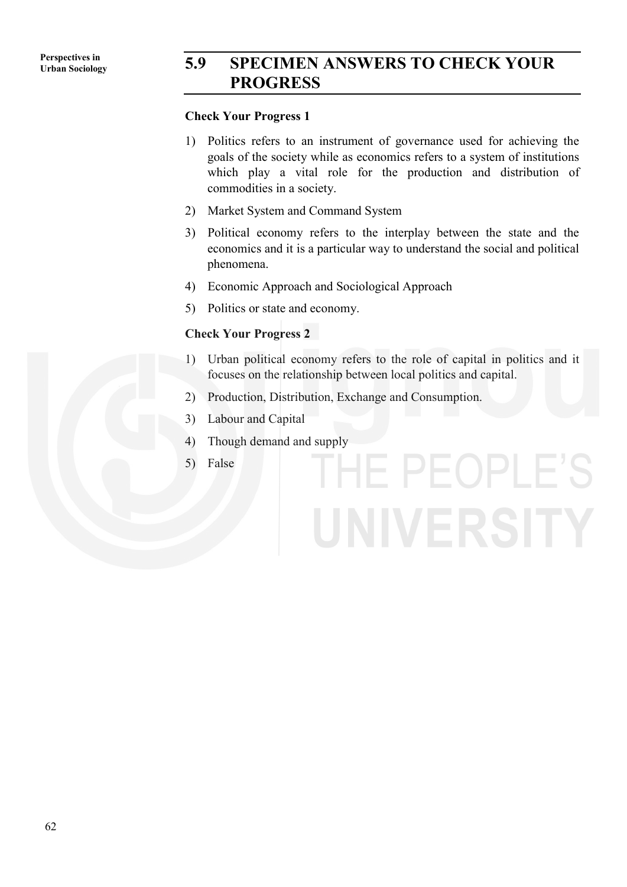## 5.9 SPECIMEN ANSWERS TO CHECK YOUR PROGRESS

**Check Your Progress 1**

1) Politics refers to an instrument of governance used for achieving the goals of the society while as economics refers to a system of institutions which play a vital role for the production and distribution of commodities in a society.

2) Market System and Command System

3) Political economy refers to the interplay between the state and the economics and it is a particular way to understand the social and political phenomena.

4) Economic Approach and Sociological Approach

5) Politics or state and economy.

**Check Your Progress 2**

1) Urban political economy refers to the role of capital in politics and it focuses on the relationship between local politics and capital.

2) Production, Distribution, Exchange and Consumption.

3) Labour and Capital

4) Though demand and supply

5) False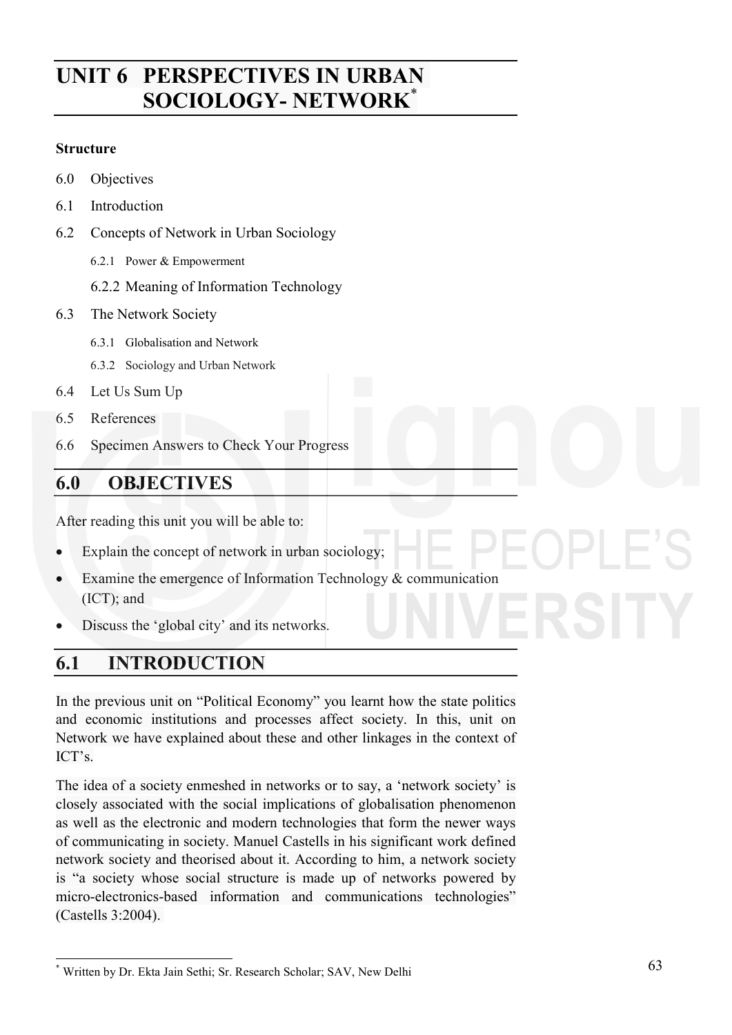# UNIT 6 PERSPECTIVES IN URBAN SOCIOLOGY- NETWORK*

**Structure**

6.0 Objectives

6.1 Introduction

6.2 Concepts of Network in Urban Sociology

- 6.2.1 Power & Empowerment
- 6.2.2 Meaning of Information Technology

6.3 The Network Society

- 6.3.1 Globalisation and Network
- 6.3.2 Sociology and Urban Network

6.4 Let Us Sum Up

6.5 References

6.6 Specimen Answers to Check Your Progress

## 6.0 OBJECTIVES

After reading this unit you will be able to:

- Explain the concept of network in urban sociology;
- Examine the emergence of Information Technology & communication (ICT); and
- Discuss the 'global city' and its networks.

## 6.1 INTRODUCTION

In the previous unit on "Political Economy" you learnt how the state politics and economic institutions and processes affect society. In this, unit on Network we have explained about these and other linkages in the context of ICT's.

The idea of a society enmeshed in networks or to say, a 'network society' is closely associated with the social implications of globalisation phenomenon as well as the electronic and modern technologies that form the newer ways of communicating in society. Manuel Castells in his significant work defined network society and theorised about it. According to him, a network society is "a society whose social structure is made up of networks powered by micro-electronics-based information and communications technologies" (Castells 3:2004).

---

* Written by Dr. Ekta Jain Sethi; Sr. Research Scholar; SAV, New Delhi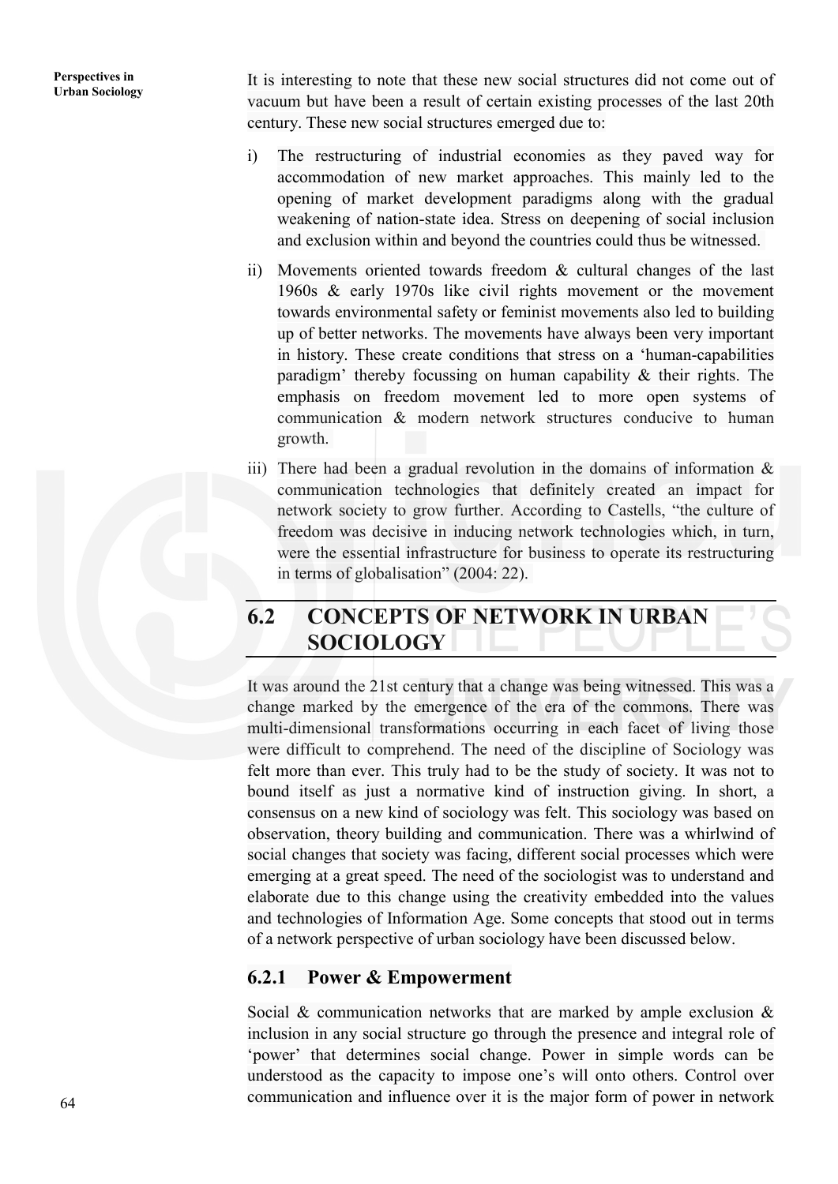It is interesting to note that these new social structures did not come out of vacuum but have been a result of certain existing processes of the last 20th century. These new social structures emerged due to:

i) The restructuring of industrial economies as they paved way for accommodation of new market approaches. This mainly led to the opening of market development paradigms along with the gradual weakening of nation-state idea. Stress on deepening of social inclusion and exclusion within and beyond the countries could thus be witnessed.

ii) Movements oriented towards freedom & cultural changes of the last 1960s & early 1970s like civil rights movement or the movement towards environmental safety or feminist movements also led to building up of better networks. The movements have always been very important in history. These create conditions that stress on a 'human-capabilities paradigm' thereby focussing on human capability & their rights. The emphasis on freedom movement led to more open systems of communication & modern network structures conducive to human growth.

iii) There had been a gradual revolution in the domains of information & communication technologies that definitely created an impact for network society to grow further. According to Castells, "the culture of freedom was decisive in inducing network technologies which, in turn, were the essential infrastructure for business to operate its restructuring in terms of globalisation" (2004: 22).

## 6.2 CONCEPTS OF NETWORK IN URBAN SOCIOLOGY

It was around the 21st century that a change was being witnessed. This was a change marked by the emergence of the era of the commons. There was multi-dimensional transformations occurring in each facet of living those were difficult to comprehend. The need of the discipline of Sociology was felt more than ever. This truly had to be the study of society. It was not to bound itself as just a normative kind of instruction giving. In short, a consensus on a new kind of sociology was felt. This sociology was based on observation, theory building and communication. There was a whirlwind of social changes that society was facing, different social processes which were emerging at a great speed. The need of the sociologist was to understand and elaborate due to this change using the creativity embedded into the values and technologies of Information Age. Some concepts that stood out in terms of a network perspective of urban sociology have been discussed below.

### 6.2.1 Power & Empowerment

Social & communication networks that are marked by ample exclusion & inclusion in any social structure go through the presence and integral role of 'power' that determines social change. Power in simple words can be understood as the capacity to impose one's will onto others. Control over communication and influence over it is the major form of power in network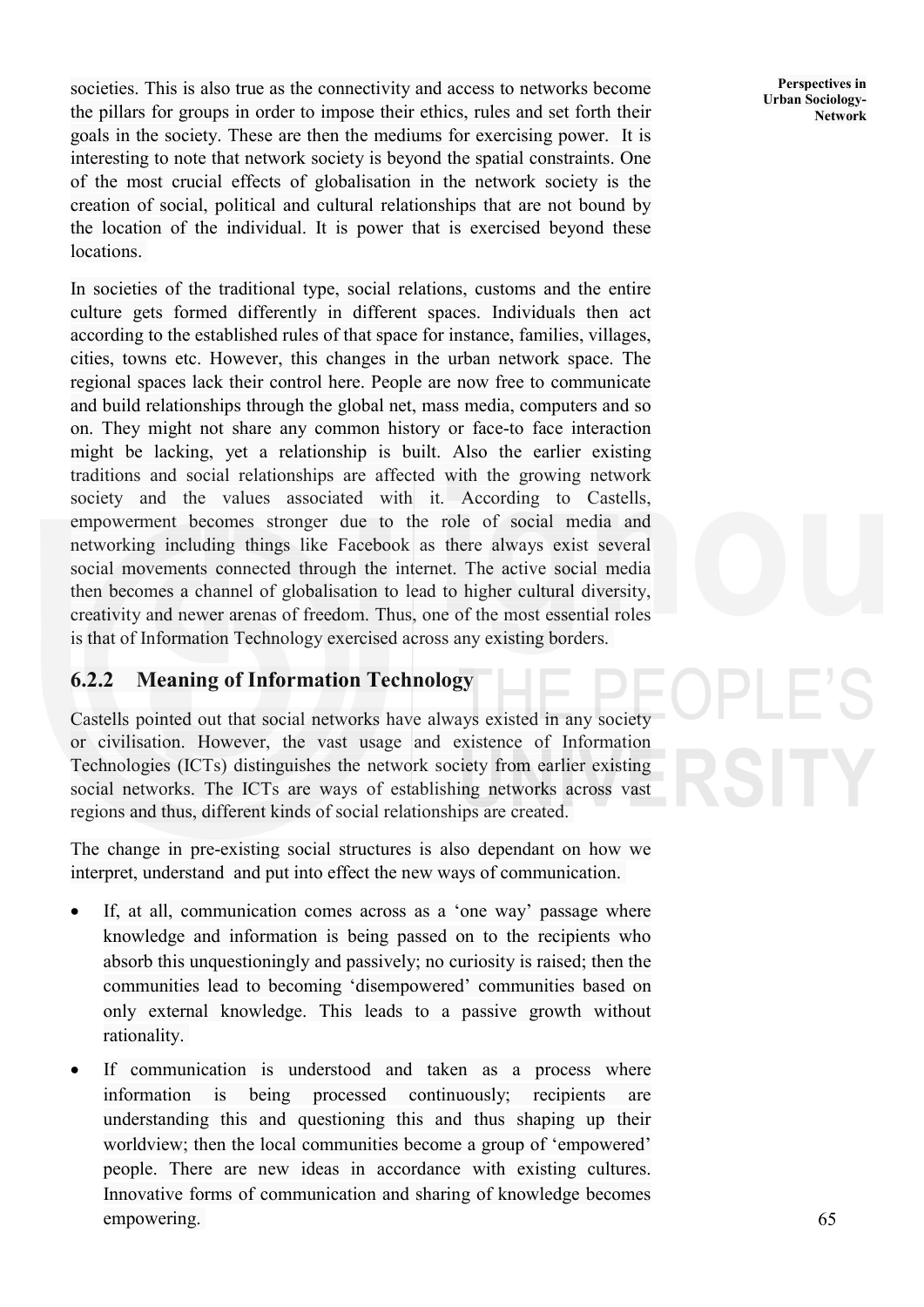societies. This is also true as the connectivity and access to networks become the pillars for groups in order to impose their ethics, rules and set forth their goals in the society. These are then the mediums for exercising power. It is interesting to note that network society is beyond the spatial constraints. One of the most crucial effects of globalisation in the network society is the creation of social, political and cultural relationships that are not bound by the location of the individual. It is power that is exercised beyond these locations.

In societies of the traditional type, social relations, customs and the entire culture gets formed differently in different spaces. Individuals then act according to the established rules of that space for instance, families, villages, cities, towns etc. However, this changes in the urban network space. The regional spaces lack their control here. People are now free to communicate and build relationships through the global net, mass media, computers and so on. They might not share any common history or face-to face interaction might be lacking, yet a relationship is built. Also the earlier existing traditions and social relationships are affected with the growing network society and the values associated with it. According to Castells, empowerment becomes stronger due to the role of social media and networking including things like Facebook as there always exist several social movements connected through the internet. The active social media then becomes a channel of globalisation to lead to higher cultural diversity, creativity and newer arenas of freedom. Thus, one of the most essential roles is that of Information Technology exercised across any existing borders.

### 6.2.2 Meaning of Information Technology

Castells pointed out that social networks have always existed in any society or civilisation. However, the vast usage and existence of Information Technologies (ICTs) distinguishes the network society from earlier existing social networks. The ICTs are ways of establishing networks across vast regions and thus, different kinds of social relationships are created.

The change in pre-existing social structures is also dependant on how we interpret, understand and put into effect the new ways of communication.

- If, at all, communication comes across as a 'one way' passage where knowledge and information is being passed on to the recipients who absorb this unquestioningly and passively; no curiosity is raised; then the communities lead to becoming 'disempowered' communities based on only external knowledge. This leads to a passive growth without rationality.
- If communication is understood and taken as a process where information is being processed continuously; recipients are understanding this and questioning this and thus shaping up their worldview; then the local communities become a group of 'empowered' people. There are new ideas in accordance with existing cultures. Innovative forms of communication and sharing of knowledge becomes empowering.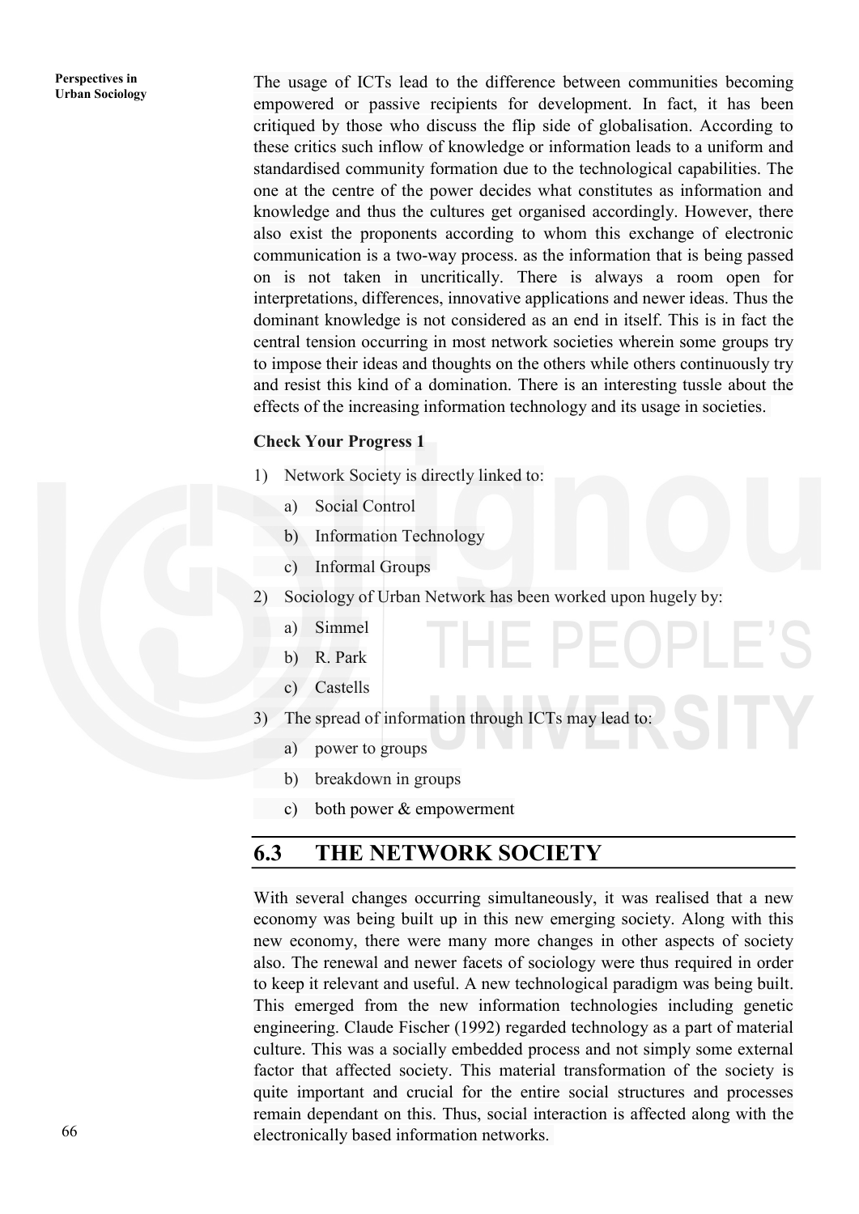The usage of ICTs lead to the difference between communities becoming empowered or passive recipients for development. In fact, it has been critiqued by those who discuss the flip side of globalisation. According to these critics such inflow of knowledge or information leads to a uniform and standardised community formation due to the technological capabilities. The one at the centre of the power decides what constitutes as information and knowledge and thus the cultures get organised accordingly. However, there also exist the proponents according to whom this exchange of electronic communication is a two-way process. as the information that is being passed on is not taken in uncritically. There is always a room open for interpretations, differences, innovative applications and newer ideas. Thus the dominant knowledge is not considered as an end in itself. This is in fact the central tension occurring in most network societies wherein some groups try to impose their ideas and thoughts on the others while others continuously try and resist this kind of a domination. There is an interesting tussle about the effects of the increasing information technology and its usage in societies.

**Check Your Progress 1**

1) Network Society is directly linked to:

   a) Social Control

   b) Information Technology

   c) Informal Groups

2) Sociology of Urban Network has been worked upon hugely by:

   a) Simmel

   b) R. Park

   c) Castells

3) The spread of information through ICTs may lead to:

   a) power to groups

   b) breakdown in groups

   c) both power & empowerment

## 6.3 THE NETWORK SOCIETY

With several changes occurring simultaneously, it was realised that a new economy was being built up in this new emerging society. Along with this new economy, there were many more changes in other aspects of society also. The renewal and newer facets of sociology were thus required in order to keep it relevant and useful. A new technological paradigm was being built. This emerged from the new information technologies including genetic engineering. Claude Fischer (1992) regarded technology as a part of material culture. This was a socially embedded process and not simply some external factor that affected society. This material transformation of the society is quite important and crucial for the entire social structures and processes remain dependant on this. Thus, social interaction is affected along with the electronically based information networks.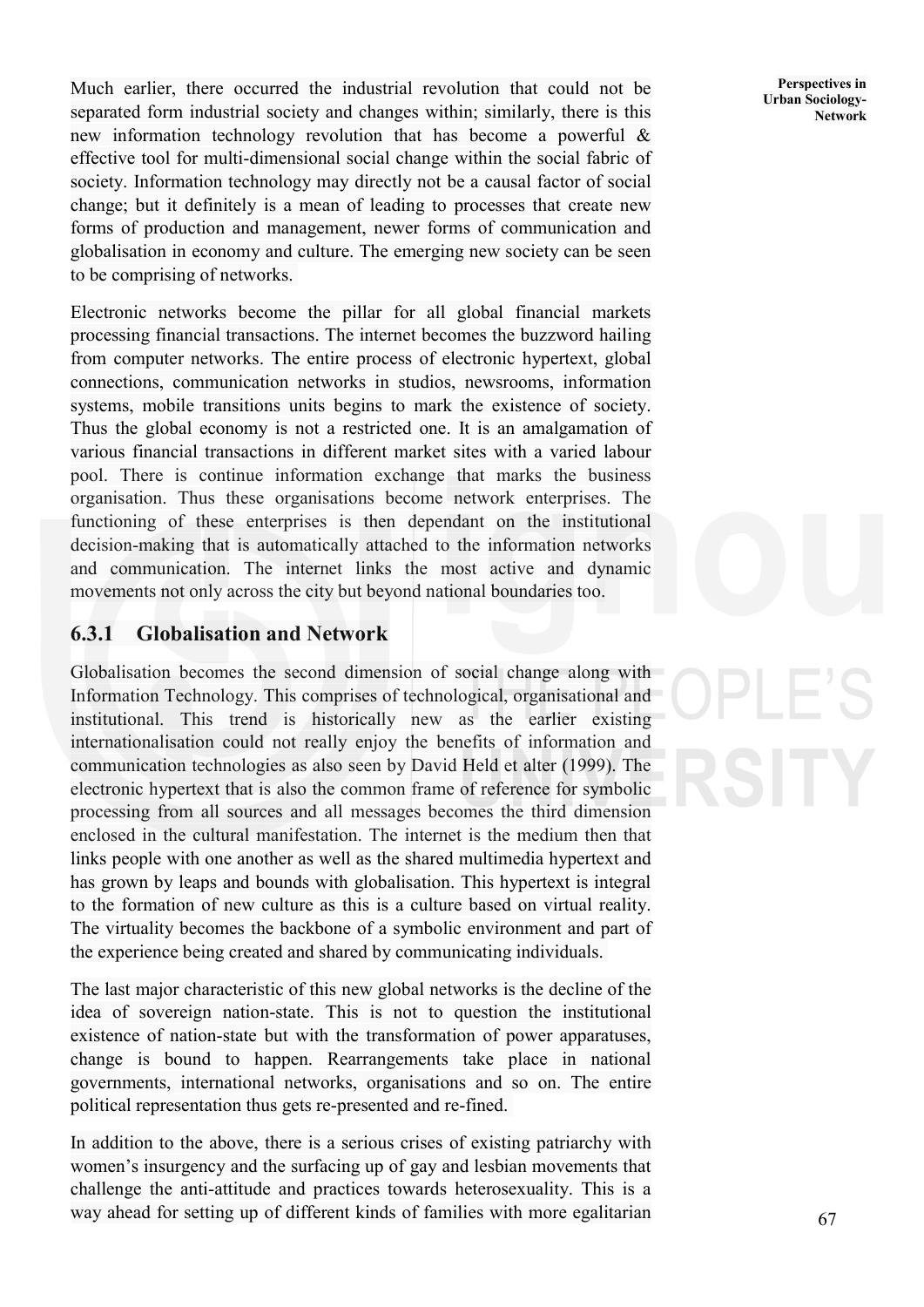Much earlier, there occurred the industrial revolution that could not be separated form industrial society and changes within; similarly, there is this new information technology revolution that has become a powerful & effective tool for multi-dimensional social change within the social fabric of society. Information technology may directly not be a causal factor of social change; but it definitely is a mean of leading to processes that create new forms of production and management, newer forms of communication and globalisation in economy and culture. The emerging new society can be seen to be comprising of networks.

Electronic networks become the pillar for all global financial markets processing financial transactions. The internet becomes the buzzword hailing from computer networks. The entire process of electronic hypertext, global connections, communication networks in studios, newsrooms, information systems, mobile transitions units begins to mark the existence of society. Thus the global economy is not a restricted one. It is an amalgamation of various financial transactions in different market sites with a varied labour pool. There is continue information exchange that marks the business organisation. Thus these organisations become network enterprises. The functioning of these enterprises is then dependant on the institutional decision-making that is automatically attached to the information networks and communication. The internet links the most active and dynamic movements not only across the city but beyond national boundaries too.

### 6.3.1 Globalisation and Network

Globalisation becomes the second dimension of social change along with Information Technology. This comprises of technological, organisational and institutional. This trend is historically new as the earlier existing internationalisation could not really enjoy the benefits of information and communication technologies as also seen by David Held et alter (1999). The electronic hypertext that is also the common frame of reference for symbolic processing from all sources and all messages becomes the third dimension enclosed in the cultural manifestation. The internet is the medium then that links people with one another as well as the shared multimedia hypertext and has grown by leaps and bounds with globalisation. This hypertext is integral to the formation of new culture as this is a culture based on virtual reality. The virtuality becomes the backbone of a symbolic environment and part of the experience being created and shared by communicating individuals.

The last major characteristic of this new global networks is the decline of the idea of sovereign nation-state. This is not to question the institutional existence of nation-state but with the transformation of power apparatuses, change is bound to happen. Rearrangements take place in national governments, international networks, organisations and so on. The entire political representation thus gets re-presented and re-fined.

In addition to the above, there is a serious crises of existing patriarchy with women's insurgency and the surfacing up of gay and lesbian movements that challenge the anti-attitude and practices towards heterosexuality. This is a way ahead for setting up of different kinds of families with more egalitarian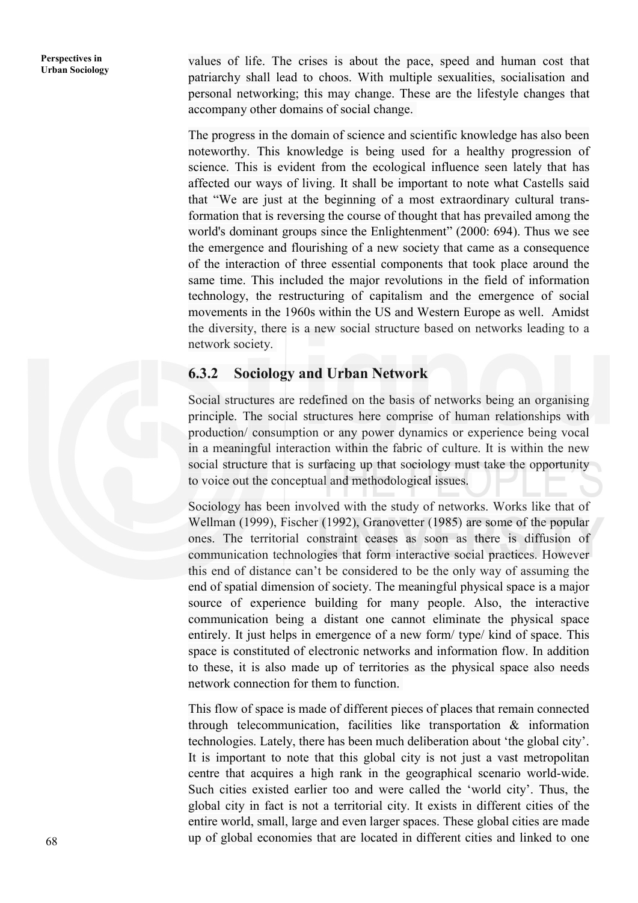values of life. The crises is about the pace, speed and human cost that patriarchy shall lead to choos. With multiple sexualities, socialisation and personal networking; this may change. These are the lifestyle changes that accompany other domains of social change.

The progress in the domain of science and scientific knowledge has also been noteworthy. This knowledge is being used for a healthy progression of science. This is evident from the ecological influence seen lately that has affected our ways of living. It shall be important to note what Castells said that "We are just at the beginning of a most extraordinary cultural trans-formation that is reversing the course of thought that has prevailed among the world's dominant groups since the Enlightenment" (2000: 694). Thus we see the emergence and flourishing of a new society that came as a consequence of the interaction of three essential components that took place around the same time. This included the major revolutions in the field of information technology, the restructuring of capitalism and the emergence of social movements in the 1960s within the US and Western Europe as well. Amidst the diversity, there is a new social structure based on networks leading to a network society.

### 6.3.2 Sociology and Urban Network

Social structures are redefined on the basis of networks being an organising principle. The social structures here comprise of human relationships with production/ consumption or any power dynamics or experience being vocal in a meaningful interaction within the fabric of culture. It is within the new social structure that is surfacing up that sociology must take the opportunity to voice out the conceptual and methodological issues.

Sociology has been involved with the study of networks. Works like that of Wellman (1999), Fischer (1992), Granovetter (1985) are some of the popular ones. The territorial constraint ceases as soon as there is diffusion of communication technologies that form interactive social practices. However this end of distance can't be considered to be the only way of assuming the end of spatial dimension of society. The meaningful physical space is a major source of experience building for many people. Also, the interactive communication being a distant one cannot eliminate the physical space entirely. It just helps in emergence of a new form/ type/ kind of space. This space is constituted of electronic networks and information flow. In addition to these, it is also made up of territories as the physical space also needs network connection for them to function.

This flow of space is made of different pieces of places that remain connected through telecommunication, facilities like transportation & information technologies. Lately, there has been much deliberation about 'the global city'. It is important to note that this global city is not just a vast metropolitan centre that acquires a high rank in the geographical scenario world-wide. Such cities existed earlier too and were called the 'world city'. Thus, the global city in fact is not a territorial city. It exists in different cities of the entire world, small, large and even larger spaces. These global cities are made up of global economies that are located in different cities and linked to one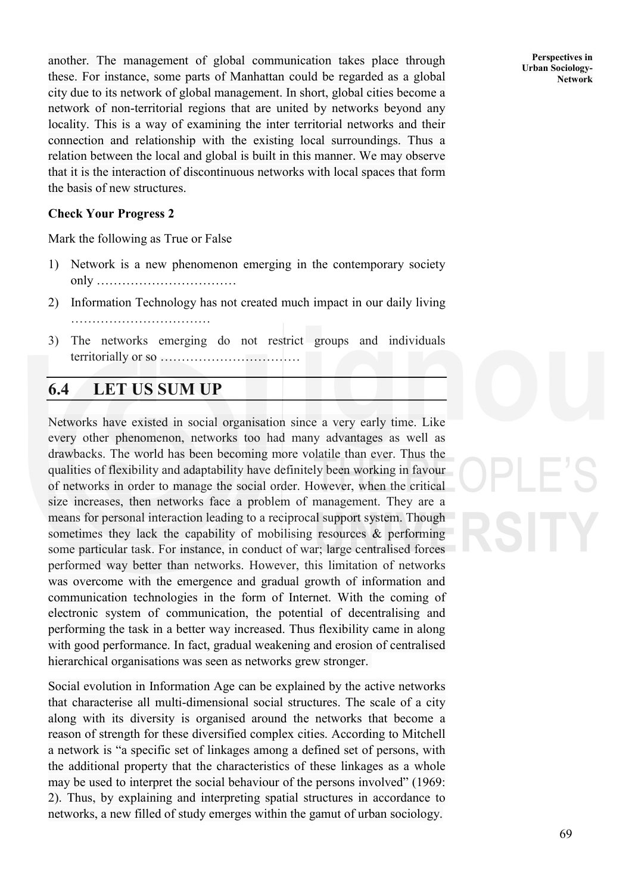another. The management of global communication takes place through these. For instance, some parts of Manhattan could be regarded as a global city due to its network of global management. In short, global cities become a network of non-territorial regions that are united by networks beyond any locality. This is a way of examining the inter territorial networks and their connection and relationship with the existing local surroundings. Thus a relation between the local and global is built in this manner. We may observe that it is the interaction of discontinuous networks with local spaces that form the basis of new structures.

**Check Your Progress 2**

Mark the following as True or False

1) Network is a new phenomenon emerging in the contemporary society only ……………………………
2) Information Technology has not created much impact in our daily living ……………………………
3) The networks emerging do not restrict groups and individuals territorially or so ……………………………

## 6.4 LET US SUM UP

Networks have existed in social organisation since a very early time. Like every other phenomenon, networks too had many advantages as well as drawbacks. The world has been becoming more volatile than ever. Thus the qualities of flexibility and adaptability have definitely been working in favour of networks in order to manage the social order. However, when the critical size increases, then networks face a problem of management. They are a means for personal interaction leading to a reciprocal support system. Though sometimes they lack the capability of mobilising resources & performing some particular task. For instance, in conduct of war; large centralised forces performed way better than networks. However, this limitation of networks was overcome with the emergence and gradual growth of information and communication technologies in the form of Internet. With the coming of electronic system of communication, the potential of decentralising and performing the task in a better way increased. Thus flexibility came in along with good performance. In fact, gradual weakening and erosion of centralised hierarchical organisations was seen as networks grew stronger.

Social evolution in Information Age can be explained by the active networks that characterise all multi-dimensional social structures. The scale of a city along with its diversity is organised around the networks that become a reason of strength for these diversified complex cities. According to Mitchell a network is "a specific set of linkages among a defined set of persons, with the additional property that the characteristics of these linkages as a whole may be used to interpret the social behaviour of the persons involved" (1969: 2). Thus, by explaining and interpreting spatial structures in accordance to networks, a new filled of study emerges within the gamut of urban sociology.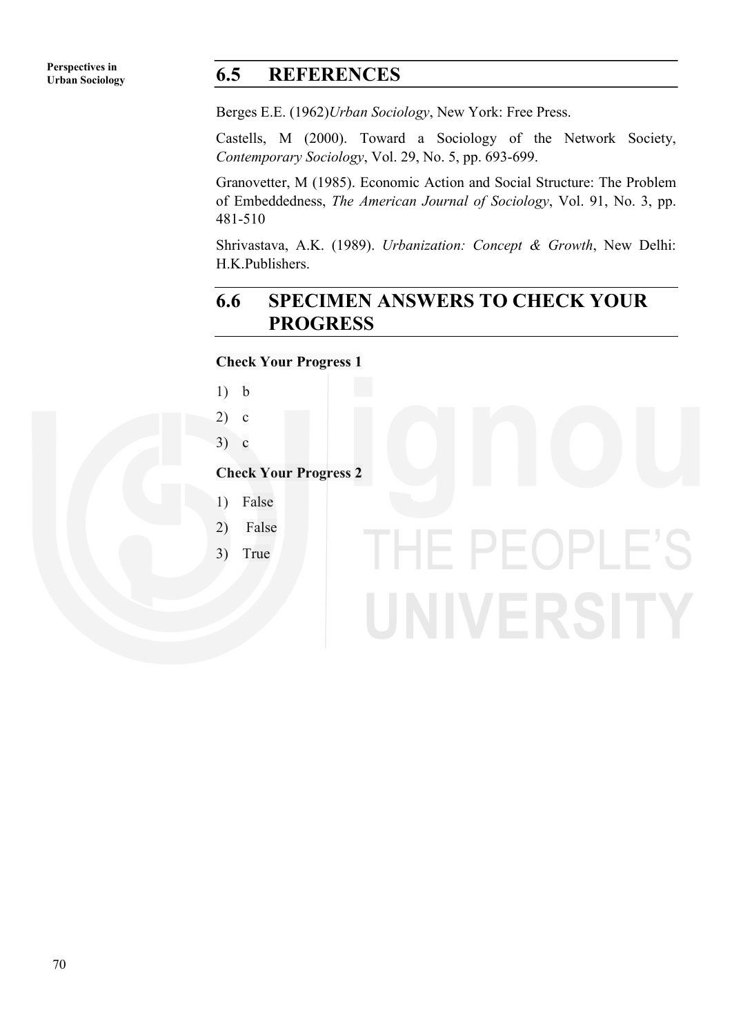## 6.5 REFERENCES

Berges E.E. (1962)*Urban Sociology*, New York: Free Press.

Castells, M (2000). Toward a Sociology of the Network Society, *Contemporary Sociology*, Vol. 29, No. 5, pp. 693-699.

Granovetter, M (1985). Economic Action and Social Structure: The Problem of Embeddedness, *The American Journal of Sociology*, Vol. 91, No. 3, pp. 481-510

Shrivastava, A.K. (1989). *Urbanization: Concept & Growth*, New Delhi: H.K.Publishers.

## 6.6 SPECIMEN ANSWERS TO CHECK YOUR PROGRESS

**Check Your Progress 1**

1) b
2) c
3) c

**Check Your Progress 2**

1) False
2) False
3) True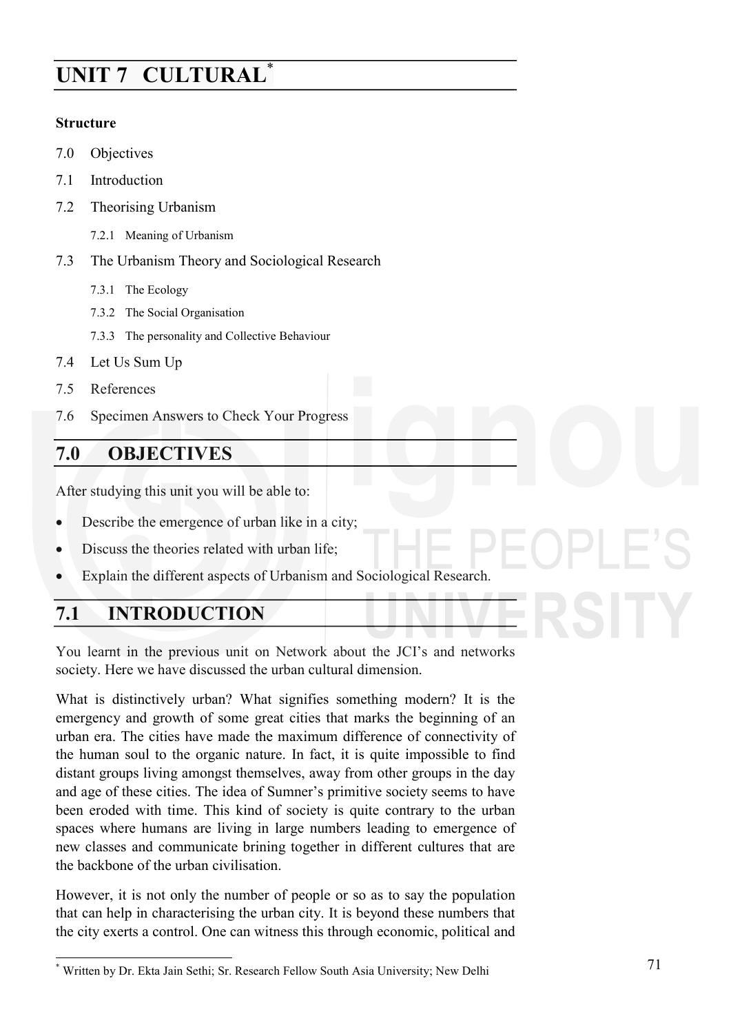# UNIT 7 CULTURAL*

**Structure**

7.0 Objectives

7.1 Introduction

7.2 Theorising Urbanism

 7.2.1 Meaning of Urbanism

7.3 The Urbanism Theory and Sociological Research

 7.3.1 The Ecology

 7.3.2 The Social Organisation

 7.3.3 The personality and Collective Behaviour

7.4 Let Us Sum Up

7.5 References

7.6 Specimen Answers to Check Your Progress

## 7.0 OBJECTIVES

After studying this unit you will be able to:

- Describe the emergence of urban like in a city;
- Discuss the theories related with urban life;
- Explain the different aspects of Urbanism and Sociological Research.

## 7.1 INTRODUCTION

You learnt in the previous unit on Network about the JCI's and networks society. Here we have discussed the urban cultural dimension.

What is distinctively urban? What signifies something modern? It is the emergency and growth of some great cities that marks the beginning of an urban era. The cities have made the maximum difference of connectivity of the human soul to the organic nature. In fact, it is quite impossible to find distant groups living amongst themselves, away from other groups in the day and age of these cities. The idea of Sumner's primitive society seems to have been eroded with time. This kind of society is quite contrary to the urban spaces where humans are living in large numbers leading to emergence of new classes and communicate brining together in different cultures that are the backbone of the urban civilisation.

However, it is not only the number of people or so as to say the population that can help in characterising the urban city. It is beyond these numbers that the city exerts a control. One can witness this through economic, political and

---

* Written by Dr. Ekta Jain Sethi; Sr. Research Fellow South Asia University; New Delhi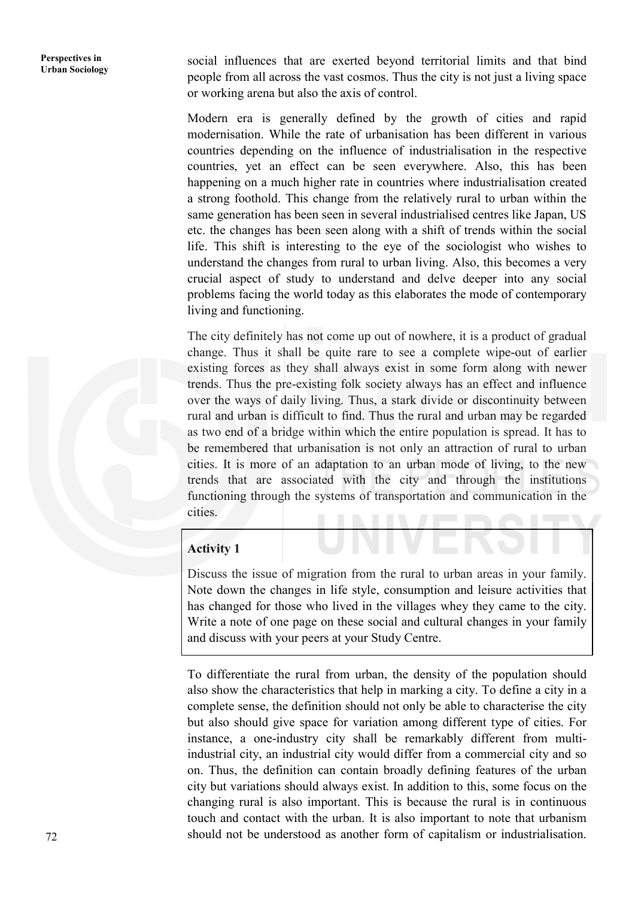social influences that are exerted beyond territorial limits and that bind people from all across the vast cosmos. Thus the city is not just a living space or working arena but also the axis of control.

Modern era is generally defined by the growth of cities and rapid modernisation. While the rate of urbanisation has been different in various countries depending on the influence of industrialisation in the respective countries, yet an effect can be seen everywhere. Also, this has been happening on a much higher rate in countries where industrialisation created a strong foothold. This change from the relatively rural to urban within the same generation has been seen in several industrialised centres like Japan, US etc. the changes has been seen along with a shift of trends within the social life. This shift is interesting to the eye of the sociologist who wishes to understand the changes from rural to urban living. Also, this becomes a very crucial aspect of study to understand and delve deeper into any social problems facing the world today as this elaborates the mode of contemporary living and functioning.

The city definitely has not come up out of nowhere, it is a product of gradual change. Thus it shall be quite rare to see a complete wipe-out of earlier existing forces as they shall always exist in some form along with newer trends. Thus the pre-existing folk society always has an effect and influence over the ways of daily living. Thus, a stark divide or discontinuity between rural and urban is difficult to find. Thus the rural and urban may be regarded as two end of a bridge within which the entire population is spread. It has to be remembered that urbanisation is not only an attraction of rural to urban cities. It is more of an adaptation to an urban mode of living, to the new trends that are associated with the city and through the institutions functioning through the systems of transportation and communication in the cities.

**Activity 1**

Discuss the issue of migration from the rural to urban areas in your family. Note down the changes in life style, consumption and leisure activities that has changed for those who lived in the villages whey they came to the city. Write a note of one page on these social and cultural changes in your family and discuss with your peers at your Study Centre.

To differentiate the rural from urban, the density of the population should also show the characteristics that help in marking a city. To define a city in a complete sense, the definition should not only be able to characterise the city but also should give space for variation among different type of cities. For instance, a one-industry city shall be remarkably different from multi-industrial city, an industrial city would differ from a commercial city and so on. Thus, the definition can contain broadly defining features of the urban city but variations should always exist. In addition to this, some focus on the changing rural is also important. This is because the rural is in continuous touch and contact with the urban. It is also important to note that urbanism should not be understood as another form of capitalism or industrialisation.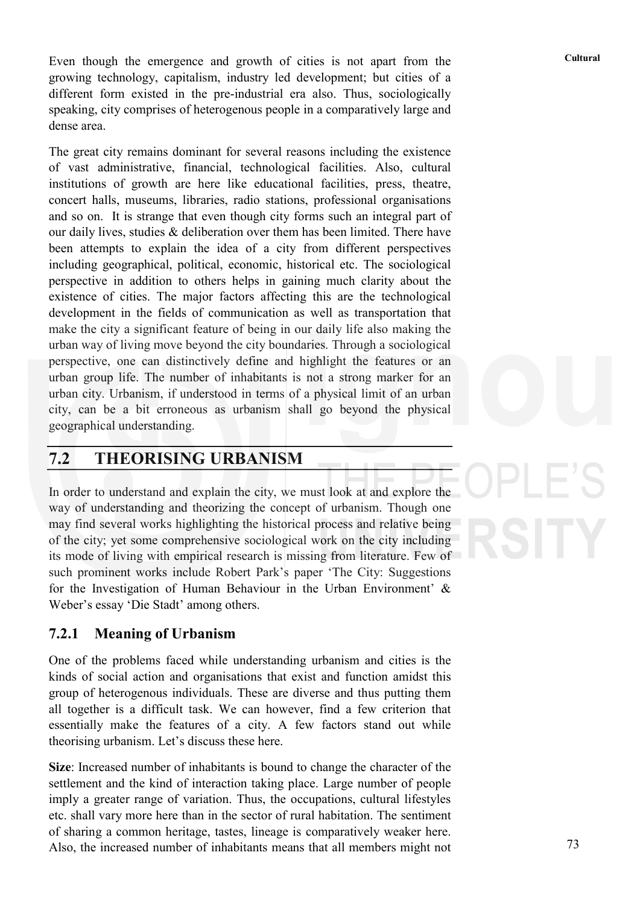Even though the emergence and growth of cities is not apart from the growing technology, capitalism, industry led development; but cities of a different form existed in the pre-industrial era also. Thus, sociologically speaking, city comprises of heterogenous people in a comparatively large and dense area.

The great city remains dominant for several reasons including the existence of vast administrative, financial, technological facilities. Also, cultural institutions of growth are here like educational facilities, press, theatre, concert halls, museums, libraries, radio stations, professional organisations and so on. It is strange that even though city forms such an integral part of our daily lives, studies & deliberation over them has been limited. There have been attempts to explain the idea of a city from different perspectives including geographical, political, economic, historical etc. The sociological perspective in addition to others helps in gaining much clarity about the existence of cities. The major factors affecting this are the technological development in the fields of communication as well as transportation that make the city a significant feature of being in our daily life also making the urban way of living move beyond the city boundaries. Through a sociological perspective, one can distinctively define and highlight the features or an urban group life. The number of inhabitants is not a strong marker for an urban city. Urbanism, if understood in terms of a physical limit of an urban city, can be a bit erroneous as urbanism shall go beyond the physical geographical understanding.

## 7.2 THEORISING URBANISM

In order to understand and explain the city, we must look at and explore the way of understanding and theorizing the concept of urbanism. Though one may find several works highlighting the historical process and relative being of the city; yet some comprehensive sociological work on the city including its mode of living with empirical research is missing from literature. Few of such prominent works include Robert Park's paper 'The City: Suggestions for the Investigation of Human Behaviour in the Urban Environment' & Weber's essay 'Die Stadt' among others.

### 7.2.1 Meaning of Urbanism

One of the problems faced while understanding urbanism and cities is the kinds of social action and organisations that exist and function amidst this group of heterogenous individuals. These are diverse and thus putting them all together is a difficult task. We can however, find a few criterion that essentially make the features of a city. A few factors stand out while theorising urbanism. Let's discuss these here.

**Size**: Increased number of inhabitants is bound to change the character of the settlement and the kind of interaction taking place. Large number of people imply a greater range of variation. Thus, the occupations, cultural lifestyles etc. shall vary more here than in the sector of rural habitation. The sentiment of sharing a common heritage, tastes, lineage is comparatively weaker here. Also, the increased number of inhabitants means that all members might not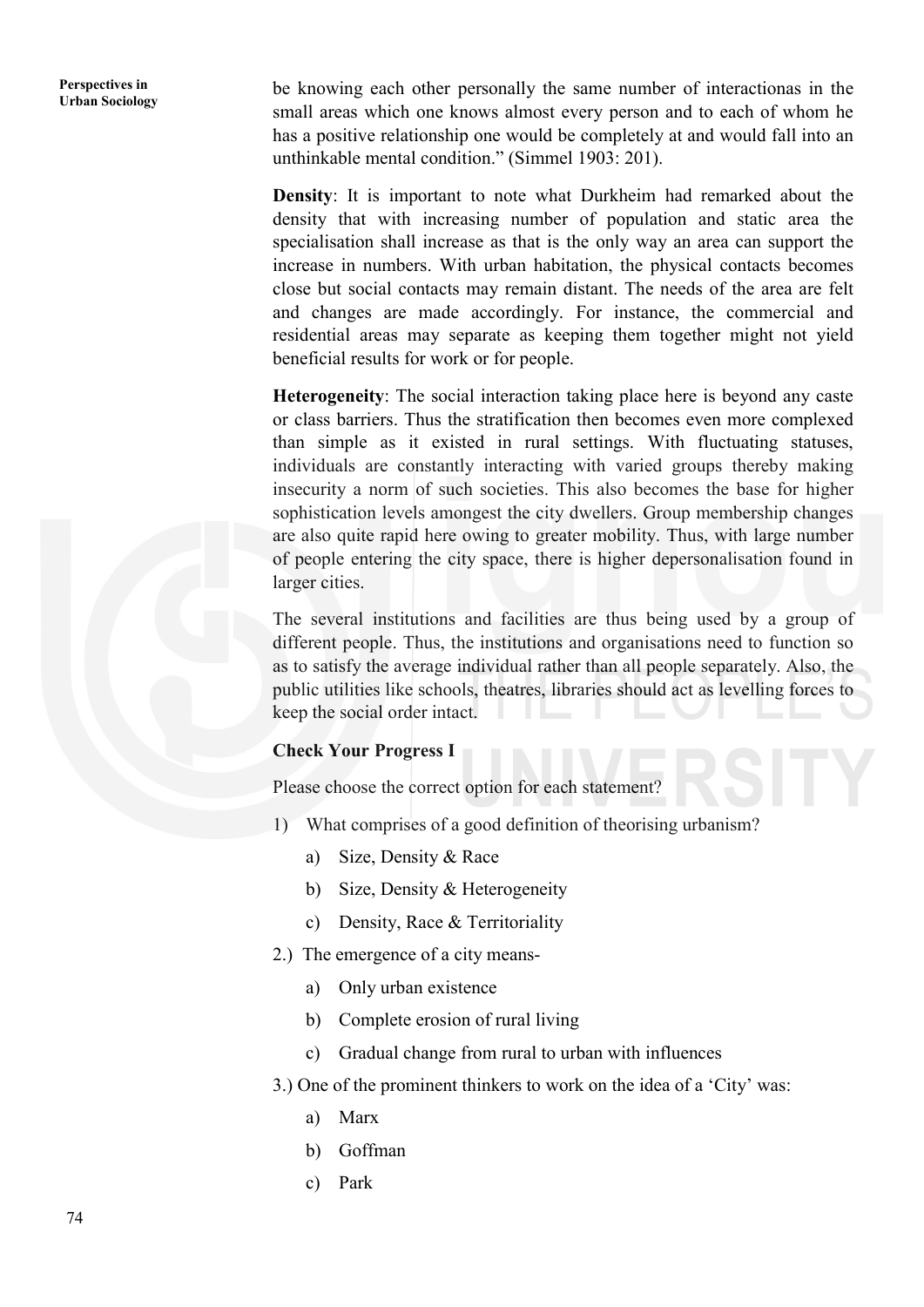be knowing each other personally the same number of interactionas in the small areas which one knows almost every person and to each of whom he has a positive relationship one would be completely at and would fall into an unthinkable mental condition." (Simmel 1903: 201).

**Density**: It is important to note what Durkheim had remarked about the density that with increasing number of population and static area the specialisation shall increase as that is the only way an area can support the increase in numbers. With urban habitation, the physical contacts becomes close but social contacts may remain distant. The needs of the area are felt and changes are made accordingly. For instance, the commercial and residential areas may separate as keeping them together might not yield beneficial results for work or for people.

**Heterogeneity**: The social interaction taking place here is beyond any caste or class barriers. Thus the stratification then becomes even more complexed than simple as it existed in rural settings. With fluctuating statuses, individuals are constantly interacting with varied groups thereby making insecurity a norm of such societies. This also becomes the base for higher sophistication levels amongst the city dwellers. Group membership changes are also quite rapid here owing to greater mobility. Thus, with large number of people entering the city space, there is higher depersonalisation found in larger cities.

The several institutions and facilities are thus being used by a group of different people. Thus, the institutions and organisations need to function so as to satisfy the average individual rather than all people separately. Also, the public utilities like schools, theatres, libraries should act as levelling forces to keep the social order intact.

**Check Your Progress I**

Please choose the correct option for each statement?

1) What comprises of a good definition of theorising urbanism?

   a) Size, Density & Race

   b) Size, Density & Heterogeneity

   c) Density, Race & Territoriality

2.) The emergence of a city means-

   a) Only urban existence

   b) Complete erosion of rural living

   c) Gradual change from rural to urban with influences

3.) One of the prominent thinkers to work on the idea of a 'City' was:

   a) Marx

   b) Goffman

   c) Park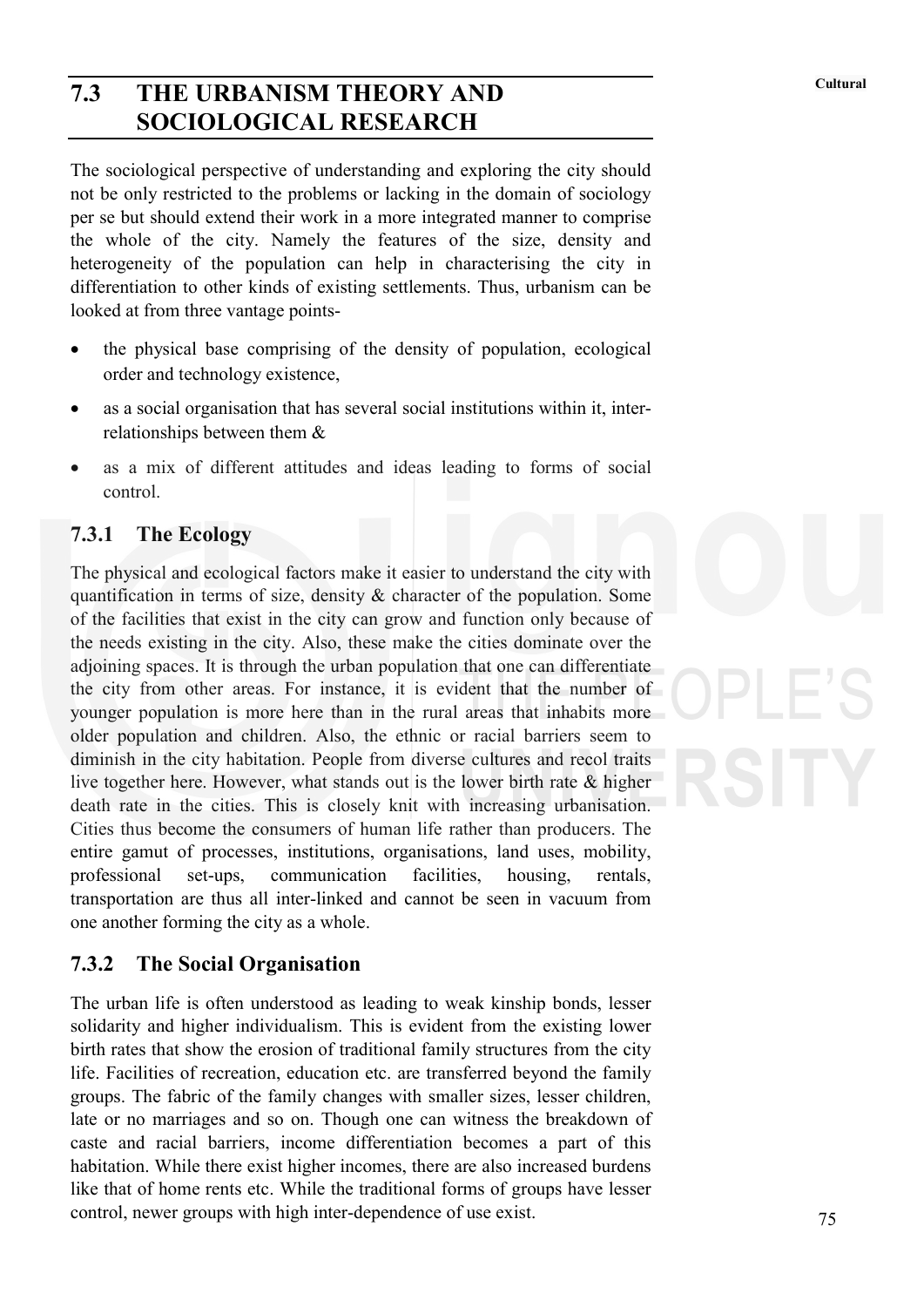## 7.3 THE URBANISM THEORY AND SOCIOLOGICAL RESEARCH

The sociological perspective of understanding and exploring the city should not be only restricted to the problems or lacking in the domain of sociology per se but should extend their work in a more integrated manner to comprise the whole of the city. Namely the features of the size, density and heterogeneity of the population can help in characterising the city in differentiation to other kinds of existing settlements. Thus, urbanism can be looked at from three vantage points-

- the physical base comprising of the density of population, ecological order and technology existence,
- as a social organisation that has several social institutions within it, inter-relationships between them &
- as a mix of different attitudes and ideas leading to forms of social control.

### 7.3.1 The Ecology

The physical and ecological factors make it easier to understand the city with quantification in terms of size, density & character of the population. Some of the facilities that exist in the city can grow and function only because of the needs existing in the city. Also, these make the cities dominate over the adjoining spaces. It is through the urban population that one can differentiate the city from other areas. For instance, it is evident that the number of younger population is more here than in the rural areas that inhabits more older population and children. Also, the ethnic or racial barriers seem to diminish in the city habitation. People from diverse cultures and recol traits live together here. However, what stands out is the lower birth rate & higher death rate in the cities. This is closely knit with increasing urbanisation. Cities thus become the consumers of human life rather than producers. The entire gamut of processes, institutions, organisations, land uses, mobility, professional set-ups, communication facilities, housing, rentals, transportation are thus all inter-linked and cannot be seen in vacuum from one another forming the city as a whole.

### 7.3.2 The Social Organisation

The urban life is often understood as leading to weak kinship bonds, lesser solidarity and higher individualism. This is evident from the existing lower birth rates that show the erosion of traditional family structures from the city life. Facilities of recreation, education etc. are transferred beyond the family groups. The fabric of the family changes with smaller sizes, lesser children, late or no marriages and so on. Though one can witness the breakdown of caste and racial barriers, income differentiation becomes a part of this habitation. While there exist higher incomes, there are also increased burdens like that of home rents etc. While the traditional forms of groups have lesser control, newer groups with high inter-dependence of use exist.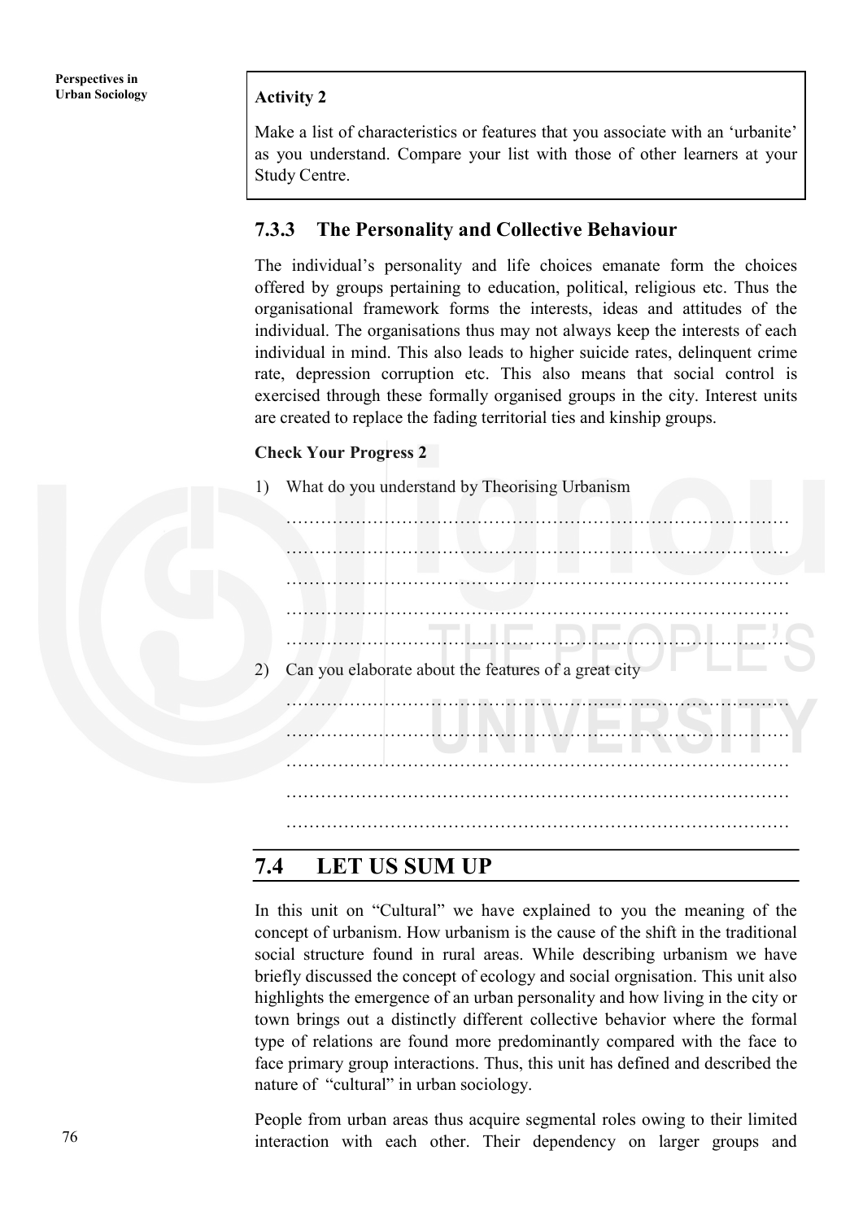**Activity 2**

Make a list of characteristics or features that you associate with an 'urbanite' as you understand. Compare your list with those of other learners at your Study Centre.

### 7.3.3 The Personality and Collective Behaviour

The individual's personality and life choices emanate form the choices offered by groups pertaining to education, political, religious etc. Thus the organisational framework forms the interests, ideas and attitudes of the individual. The organisations thus may not always keep the interests of each individual in mind. This also leads to higher suicide rates, delinquent crime rate, depression corruption etc. This also means that social control is exercised through these formally organised groups in the city. Interest units are created to replace the fading territorial ties and kinship groups.

**Check Your Progress 2**

1) What do you understand by Theorising Urbanism

……………………………………………………………………………

……………………………………………………………………………

……………………………………………………………………………

……………………………………………………………………………

……………………………………………………………………………

2) Can you elaborate about the features of a great city

……………………………………………………………………………

……………………………………………………………………………

……………………………………………………………………………

……………………………………………………………………………

……………………………………………………………………………

## 7.4 LET US SUM UP

In this unit on "Cultural" we have explained to you the meaning of the concept of urbanism. How urbanism is the cause of the shift in the traditional social structure found in rural areas. While describing urbanism we have briefly discussed the concept of ecology and social orgnisation. This unit also highlights the emergence of an urban personality and how living in the city or town brings out a distinctly different collective behavior where the formal type of relations are found more predominantly compared with the face to face primary group interactions. Thus, this unit has defined and described the nature of "cultural" in urban sociology.

People from urban areas thus acquire segmental roles owing to their limited interaction with each other. Their dependency on larger groups and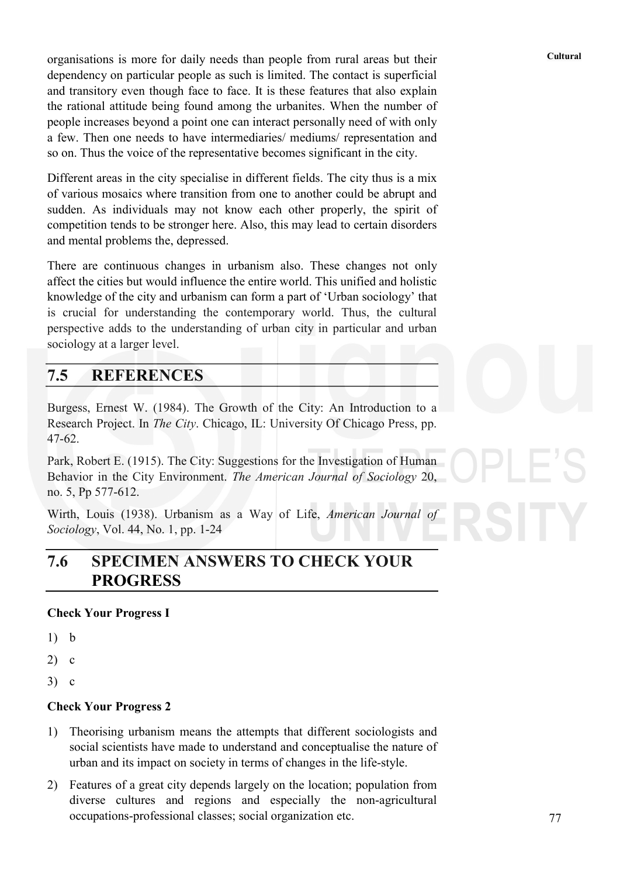organisations is more for daily needs than people from rural areas but their dependency on particular people as such is limited. The contact is superficial and transitory even though face to face. It is these features that also explain the rational attitude being found among the urbanites. When the number of people increases beyond a point one can interact personally need of with only a few. Then one needs to have intermediaries/ mediums/ representation and so on. Thus the voice of the representative becomes significant in the city.

Different areas in the city specialise in different fields. The city thus is a mix of various mosaics where transition from one to another could be abrupt and sudden. As individuals may not know each other properly, the spirit of competition tends to be stronger here. Also, this may lead to certain disorders and mental problems the, depressed.

There are continuous changes in urbanism also. These changes not only affect the cities but would influence the entire world. This unified and holistic knowledge of the city and urbanism can form a part of 'Urban sociology' that is crucial for understanding the contemporary world. Thus, the cultural perspective adds to the understanding of urban city in particular and urban sociology at a larger level.

## 7.5 REFERENCES

Burgess, Ernest W. (1984). The Growth of the City: An Introduction to a Research Project. In *The City*. Chicago, IL: University Of Chicago Press, pp. 47-62.

Park, Robert E. (1915). The City: Suggestions for the Investigation of Human Behavior in the City Environment. *The American Journal of Sociology* 20, no. 5, Pp 577-612.

Wirth, Louis (1938). Urbanism as a Way of Life, *American Journal of Sociology*, Vol. 44, No. 1, pp. 1-24

## 7.6 SPECIMEN ANSWERS TO CHECK YOUR PROGRESS

**Check Your Progress I**

1) b
2) c
3) c

**Check Your Progress 2**

1) Theorising urbanism means the attempts that different sociologists and social scientists have made to understand and conceptualise the nature of urban and its impact on society in terms of changes in the life-style.
2) Features of a great city depends largely on the location; population from diverse cultures and regions and especially the non-agricultural occupations-professional classes; social organization etc.